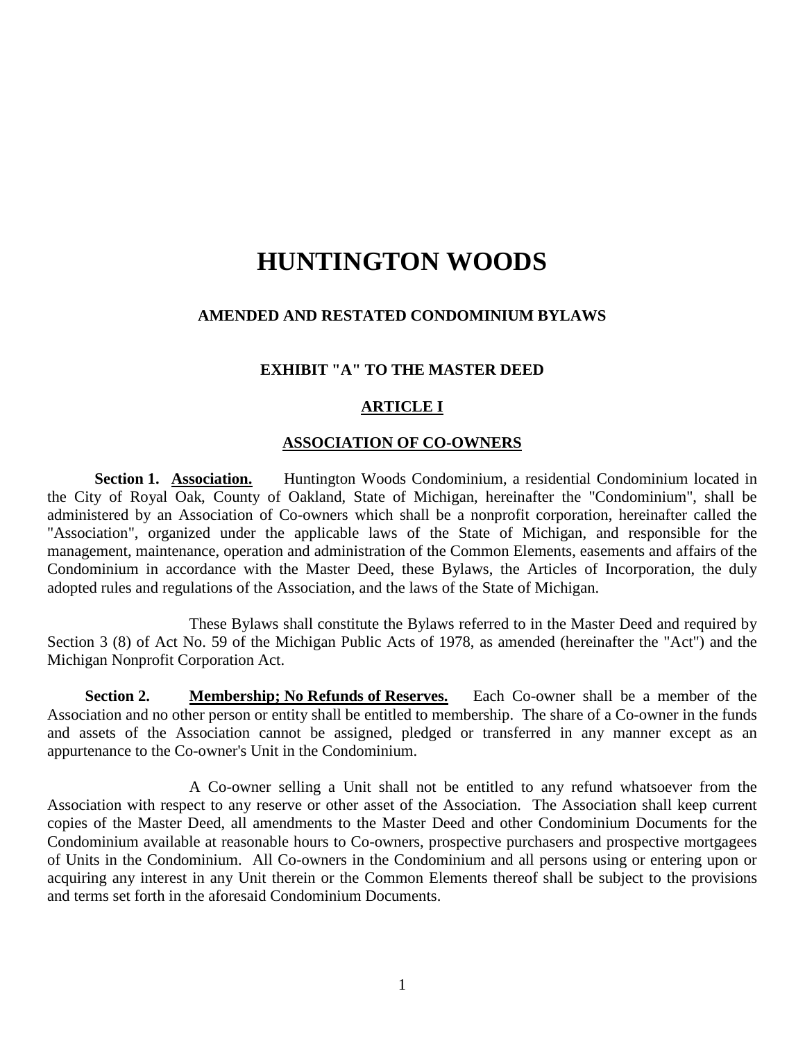# HUNTINGTON WOODS

## AMENDED AND RESTATED CONDOMINIUM BYLAWS

### EXHIBIT "A" TO THE MASTER DEED

### ARTICLE I

### ASSOCIATION OF CO-OWNERS

**Section 1. Association.** Huntington Woods Condominium, a residential Condominium located in the City of Royal Oak, County of Oakland, State of Michigan, hereinafter the "Condominium", shall be administered by an Association of Co-owners which shall be a nonprofit corporation, hereinafter called the "Association", organized under the applicable laws of the State of Michigan, and responsible for the management, maintenance, operation and administration of the Common Elements, easements and affairs of the Condominium in accordance with the Master Deed, these Bylaws, the Articles of Incorporation, the duly adopted rules and regulations of the Association, and the laws of the State of Michigan.

These Bylaws shall constitute the Bylaws referred to in the Master Deed and required by Section 3 (8) of Act No. 59 of the Michigan Public Acts of 1978, as amended (hereinafter the "Act") and the Michigan Nonprofit Corporation Act.

**Section 2. Membership; No Refunds of Reserves.** Each Co-owner shall be a member of the Association and no other person or entity shall be entitled to membership. The share of a Co-owner in the funds and assets of the Association cannot be assigned, pledged or transferred in any manner except as an appurtenance to the Co-owner's Unit in the Condominium.

A Co-owner selling a Unit shall not be entitled to any refund whatsoever from the Association with respect to any reserve or other asset of the Association. The Association shall keep current copies of the Master Deed, all amendments to the Master Deed and other Condominium Documents for the Condominium available at reasonable hours to Co-owners, prospective purchasers and prospective mortgagees of Units in the Condominium. All Co-owners in the Condominium and all persons using or entering upon or acquiring any interest in any Unit therein or the Common Elements thereof shall be subject to the provisions and terms set forth in the aforesaid Condominium Documents.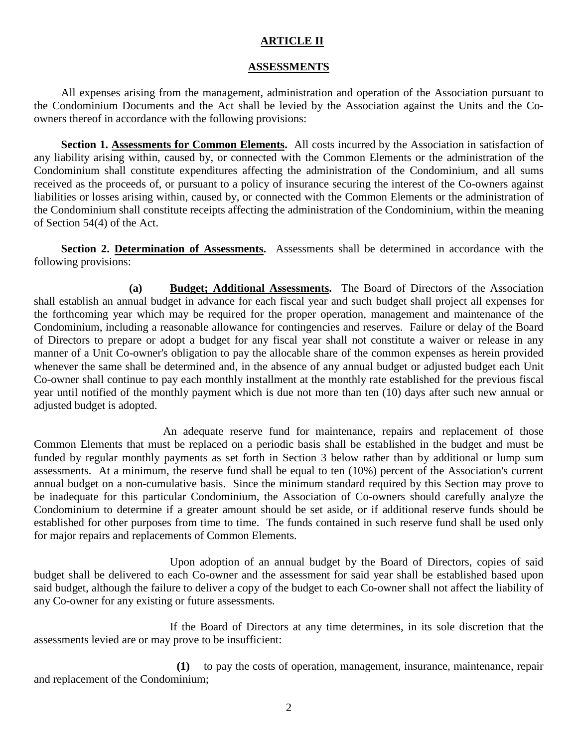## ARTICLE II

## ASSESSMENTS

All expenses arising from the management, administration and operation of the Association pursuant to the Condominium Documents and the Act shall be levied by the Association against the Units and the Co-owners thereof in accordance with the following provisions:

**Section 1. Assessments for Common Elements.** All costs incurred by the Association in satisfaction of any liability arising within, caused by, or connected with the Common Elements or the administration of the Condominium shall constitute expenditures affecting the administration of the Condominium, and all sums received as the proceeds of, or pursuant to a policy of insurance securing the interest of the Co-owners against liabilities or losses arising within, caused by, or connected with the Common Elements or the administration of the Condominium shall constitute receipts affecting the administration of the Condominium, within the meaning of Section 54(4) of the Act.

**Section 2. Determination of Assessments.** Assessments shall be determined in accordance with the following provisions:

**(a) Budget; Additional Assessments.** The Board of Directors of the Association shall establish an annual budget in advance for each fiscal year and such budget shall project all expenses for the forthcoming year which may be required for the proper operation, management and maintenance of the Condominium, including a reasonable allowance for contingencies and reserves. Failure or delay of the Board of Directors to prepare or adopt a budget for any fiscal year shall not constitute a waiver or release in any manner of a Unit Co-owner's obligation to pay the allocable share of the common expenses as herein provided whenever the same shall be determined and, in the absence of any annual budget or adjusted budget each Unit Co-owner shall continue to pay each monthly installment at the monthly rate established for the previous fiscal year until notified of the monthly payment which is due not more than ten (10) days after such new annual or adjusted budget is adopted.

An adequate reserve fund for maintenance, repairs and replacement of those Common Elements that must be replaced on a periodic basis shall be established in the budget and must be funded by regular monthly payments as set forth in Section 3 below rather than by additional or lump sum assessments. At a minimum, the reserve fund shall be equal to ten (10%) percent of the Association's current annual budget on a non-cumulative basis. Since the minimum standard required by this Section may prove to be inadequate for this particular Condominium, the Association of Co-owners should carefully analyze the Condominium to determine if a greater amount should be set aside, or if additional reserve funds should be established for other purposes from time to time. The funds contained in such reserve fund shall be used only for major repairs and replacements of Common Elements.

Upon adoption of an annual budget by the Board of Directors, copies of said budget shall be delivered to each Co-owner and the assessment for said year shall be established based upon said budget, although the failure to deliver a copy of the budget to each Co-owner shall not affect the liability of any Co-owner for any existing or future assessments.

If the Board of Directors at any time determines, in its sole discretion that the assessments levied are or may prove to be insufficient:

**(1)** to pay the costs of operation, management, insurance, maintenance, repair and replacement of the Condominium;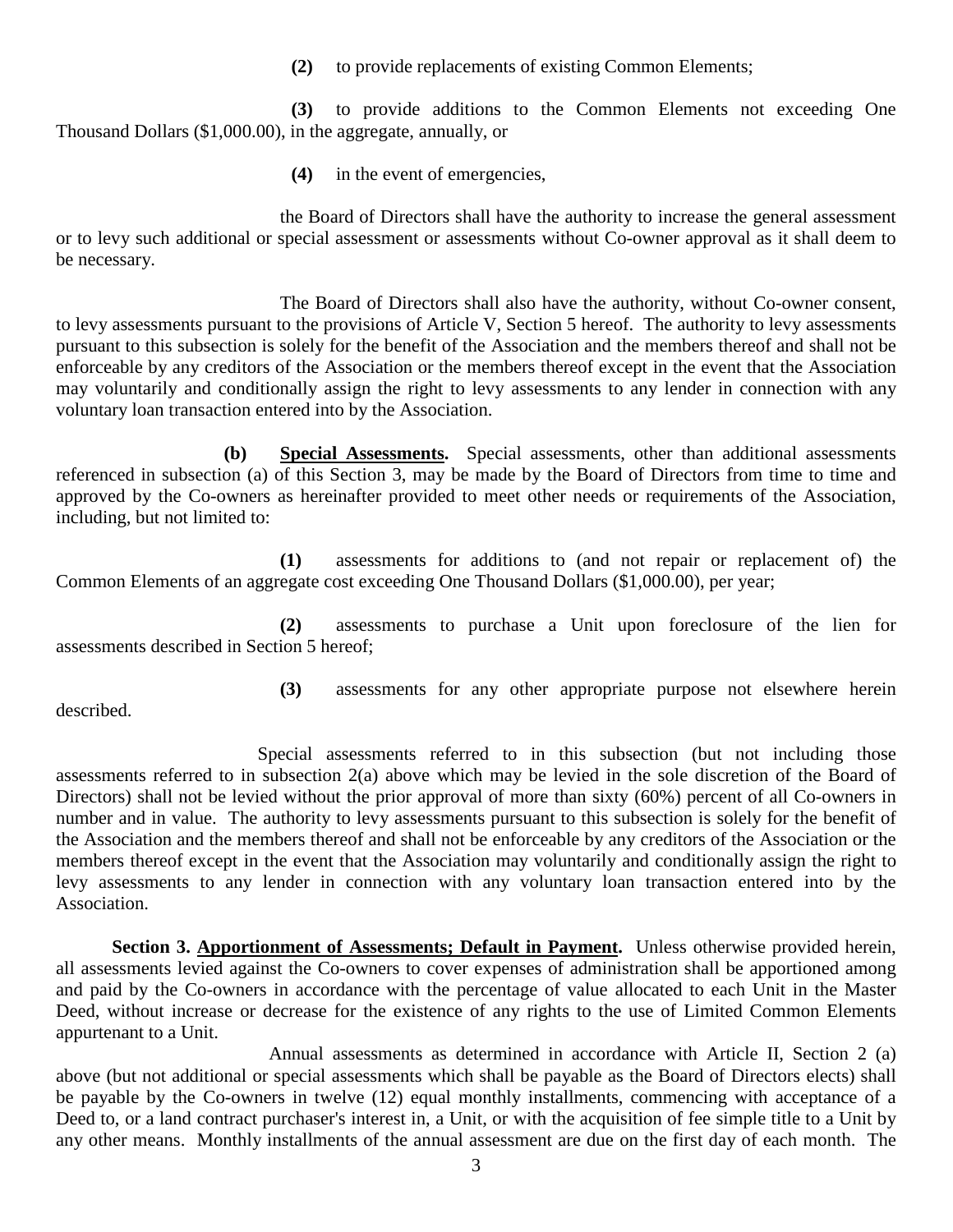**(2)** to provide replacements of existing Common Elements;

**(3)** to provide additions to the Common Elements not exceeding One Thousand Dollars ($1,000.00), in the aggregate, annually, or

**(4)** in the event of emergencies,

the Board of Directors shall have the authority to increase the general assessment or to levy such additional or special assessment or assessments without Co-owner approval as it shall deem to be necessary.

The Board of Directors shall also have the authority, without Co-owner consent, to levy assessments pursuant to the provisions of Article V, Section 5 hereof. The authority to levy assessments pursuant to this subsection is solely for the benefit of the Association and the members thereof and shall not be enforceable by any creditors of the Association or the members thereof except in the event that the Association may voluntarily and conditionally assign the right to levy assessments to any lender in connection with any voluntary loan transaction entered into by the Association.

**(b)** **<u>Special Assessments</u>.** Special assessments, other than additional assessments referenced in subsection (a) of this Section 3, may be made by the Board of Directors from time to time and approved by the Co-owners as hereinafter provided to meet other needs or requirements of the Association, including, but not limited to:

**(1)** assessments for additions to (and not repair or replacement of) the Common Elements of an aggregate cost exceeding One Thousand Dollars ($1,000.00), per year;

**(2)** assessments to purchase a Unit upon foreclosure of the lien for assessments described in Section 5 hereof;

**(3)** assessments for any other appropriate purpose not elsewhere herein described.

Special assessments referred to in this subsection (but not including those assessments referred to in subsection 2(a) above which may be levied in the sole discretion of the Board of Directors) shall not be levied without the prior approval of more than sixty (60%) percent of all Co-owners in number and in value. The authority to levy assessments pursuant to this subsection is solely for the benefit of the Association and the members thereof and shall not be enforceable by any creditors of the Association or the members thereof except in the event that the Association may voluntarily and conditionally assign the right to levy assessments to any lender in connection with any voluntary loan transaction entered into by the Association.

**Section 3. <u>Apportionment of Assessments; Default in Payment</u>.** Unless otherwise provided herein, all assessments levied against the Co-owners to cover expenses of administration shall be apportioned among and paid by the Co-owners in accordance with the percentage of value allocated to each Unit in the Master Deed, without increase or decrease for the existence of any rights to the use of Limited Common Elements appurtenant to a Unit.

Annual assessments as determined in accordance with Article II, Section 2 (a) above (but not additional or special assessments which shall be payable as the Board of Directors elects) shall be payable by the Co-owners in twelve (12) equal monthly installments, commencing with acceptance of a Deed to, or a land contract purchaser's interest in, a Unit, or with the acquisition of fee simple title to a Unit by any other means. Monthly installments of the annual assessment are due on the first day of each month. The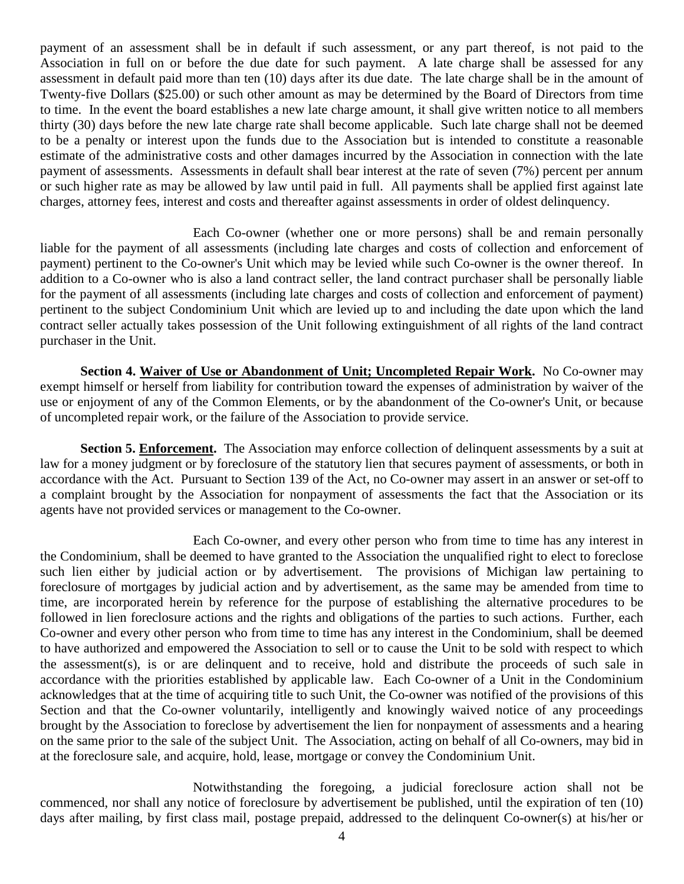payment of an assessment shall be in default if such assessment, or any part thereof, is not paid to the Association in full on or before the due date for such payment. A late charge shall be assessed for any assessment in default paid more than ten (10) days after its due date. The late charge shall be in the amount of Twenty-five Dollars ($25.00) or such other amount as may be determined by the Board of Directors from time to time. In the event the board establishes a new late charge amount, it shall give written notice to all members thirty (30) days before the new late charge rate shall become applicable. Such late charge shall not be deemed to be a penalty or interest upon the funds due to the Association but is intended to constitute a reasonable estimate of the administrative costs and other damages incurred by the Association in connection with the late payment of assessments. Assessments in default shall bear interest at the rate of seven (7%) percent per annum or such higher rate as may be allowed by law until paid in full. All payments shall be applied first against late charges, attorney fees, interest and costs and thereafter against assessments in order of oldest delinquency.

Each Co-owner (whether one or more persons) shall be and remain personally liable for the payment of all assessments (including late charges and costs of collection and enforcement of payment) pertinent to the Co-owner's Unit which may be levied while such Co-owner is the owner thereof. In addition to a Co-owner who is also a land contract seller, the land contract purchaser shall be personally liable for the payment of all assessments (including late charges and costs of collection and enforcement of payment) pertinent to the subject Condominium Unit which are levied up to and including the date upon which the land contract seller actually takes possession of the Unit following extinguishment of all rights of the land contract purchaser in the Unit.

**Section 4. Waiver of Use or Abandonment of Unit; Uncompleted Repair Work.** No Co-owner may exempt himself or herself from liability for contribution toward the expenses of administration by waiver of the use or enjoyment of any of the Common Elements, or by the abandonment of the Co-owner's Unit, or because of uncompleted repair work, or the failure of the Association to provide service.

**Section 5. Enforcement.** The Association may enforce collection of delinquent assessments by a suit at law for a money judgment or by foreclosure of the statutory lien that secures payment of assessments, or both in accordance with the Act. Pursuant to Section 139 of the Act, no Co-owner may assert in an answer or set-off to a complaint brought by the Association for nonpayment of assessments the fact that the Association or its agents have not provided services or management to the Co-owner.

Each Co-owner, and every other person who from time to time has any interest in the Condominium, shall be deemed to have granted to the Association the unqualified right to elect to foreclose such lien either by judicial action or by advertisement. The provisions of Michigan law pertaining to foreclosure of mortgages by judicial action and by advertisement, as the same may be amended from time to time, are incorporated herein by reference for the purpose of establishing the alternative procedures to be followed in lien foreclosure actions and the rights and obligations of the parties to such actions. Further, each Co-owner and every other person who from time to time has any interest in the Condominium, shall be deemed to have authorized and empowered the Association to sell or to cause the Unit to be sold with respect to which the assessment(s), is or are delinquent and to receive, hold and distribute the proceeds of such sale in accordance with the priorities established by applicable law. Each Co-owner of a Unit in the Condominium acknowledges that at the time of acquiring title to such Unit, the Co-owner was notified of the provisions of this Section and that the Co-owner voluntarily, intelligently and knowingly waived notice of any proceedings brought by the Association to foreclose by advertisement the lien for nonpayment of assessments and a hearing on the same prior to the sale of the subject Unit. The Association, acting on behalf of all Co-owners, may bid in at the foreclosure sale, and acquire, hold, lease, mortgage or convey the Condominium Unit.

Notwithstanding the foregoing, a judicial foreclosure action shall not be commenced, nor shall any notice of foreclosure by advertisement be published, until the expiration of ten (10) days after mailing, by first class mail, postage prepaid, addressed to the delinquent Co-owner(s) at his/her or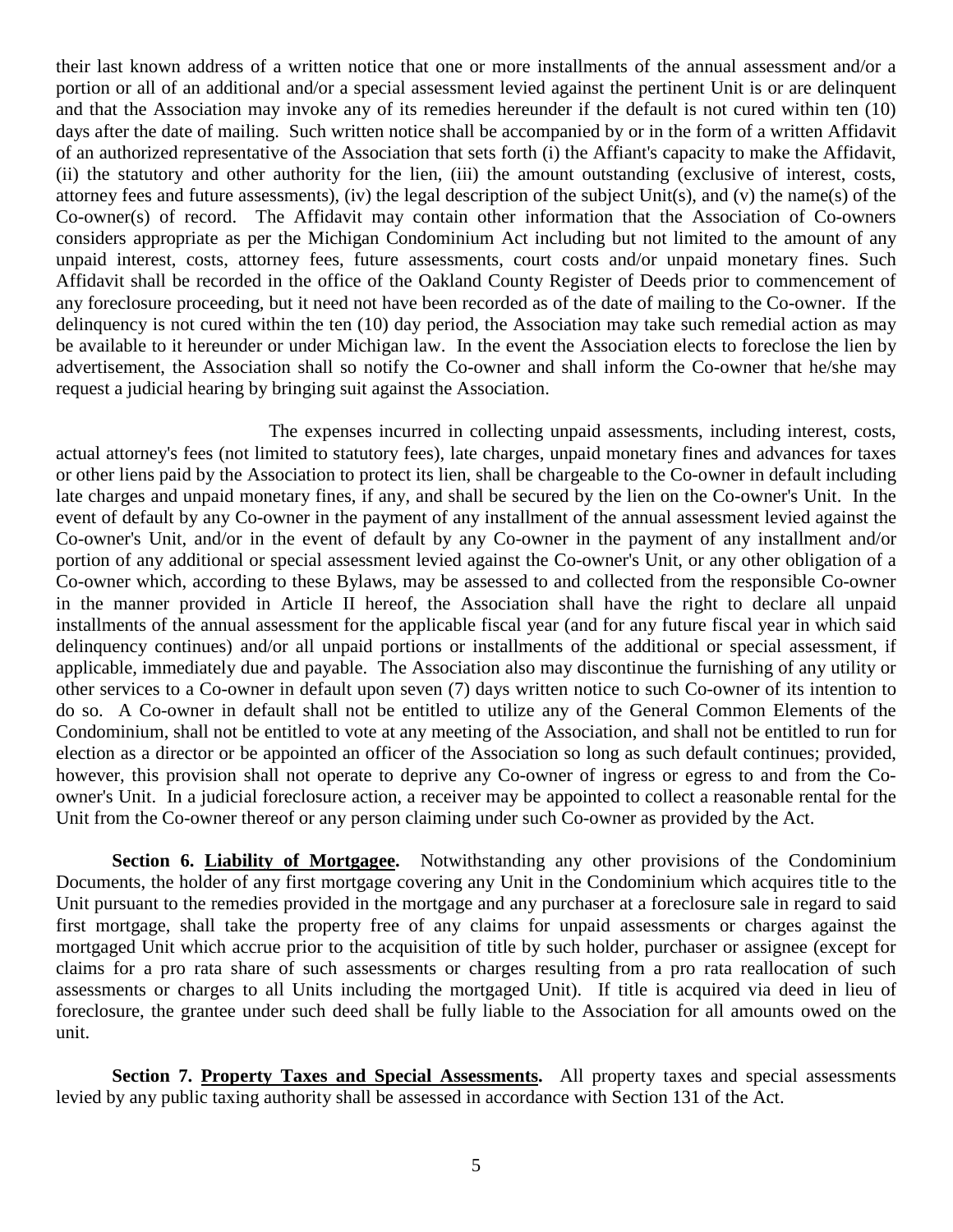their last known address of a written notice that one or more installments of the annual assessment and/or a portion or all of an additional and/or a special assessment levied against the pertinent Unit is or are delinquent and that the Association may invoke any of its remedies hereunder if the default is not cured within ten (10) days after the date of mailing. Such written notice shall be accompanied by or in the form of a written Affidavit of an authorized representative of the Association that sets forth (i) the Affiant's capacity to make the Affidavit, (ii) the statutory and other authority for the lien, (iii) the amount outstanding (exclusive of interest, costs, attorney fees and future assessments), (iv) the legal description of the subject Unit(s), and (v) the name(s) of the Co-owner(s) of record. The Affidavit may contain other information that the Association of Co-owners considers appropriate as per the Michigan Condominium Act including but not limited to the amount of any unpaid interest, costs, attorney fees, future assessments, court costs and/or unpaid monetary fines. Such Affidavit shall be recorded in the office of the Oakland County Register of Deeds prior to commencement of any foreclosure proceeding, but it need not have been recorded as of the date of mailing to the Co-owner. If the delinquency is not cured within the ten (10) day period, the Association may take such remedial action as may be available to it hereunder or under Michigan law. In the event the Association elects to foreclose the lien by advertisement, the Association shall so notify the Co-owner and shall inform the Co-owner that he/she may request a judicial hearing by bringing suit against the Association.

The expenses incurred in collecting unpaid assessments, including interest, costs, actual attorney's fees (not limited to statutory fees), late charges, unpaid monetary fines and advances for taxes or other liens paid by the Association to protect its lien, shall be chargeable to the Co-owner in default including late charges and unpaid monetary fines, if any, and shall be secured by the lien on the Co-owner's Unit. In the event of default by any Co-owner in the payment of any installment of the annual assessment levied against the Co-owner's Unit, and/or in the event of default by any Co-owner in the payment of any installment and/or portion of any additional or special assessment levied against the Co-owner's Unit, or any other obligation of a Co-owner which, according to these Bylaws, may be assessed to and collected from the responsible Co-owner in the manner provided in Article II hereof, the Association shall have the right to declare all unpaid installments of the annual assessment for the applicable fiscal year (and for any future fiscal year in which said delinquency continues) and/or all unpaid portions or installments of the additional or special assessment, if applicable, immediately due and payable. The Association also may discontinue the furnishing of any utility or other services to a Co-owner in default upon seven (7) days written notice to such Co-owner of its intention to do so. A Co-owner in default shall not be entitled to utilize any of the General Common Elements of the Condominium, shall not be entitled to vote at any meeting of the Association, and shall not be entitled to run for election as a director or be appointed an officer of the Association so long as such default continues; provided, however, this provision shall not operate to deprive any Co-owner of ingress or egress to and from the Co-owner's Unit. In a judicial foreclosure action, a receiver may be appointed to collect a reasonable rental for the Unit from the Co-owner thereof or any person claiming under such Co-owner as provided by the Act.

**Section 6. Liability of Mortgagee.** Notwithstanding any other provisions of the Condominium Documents, the holder of any first mortgage covering any Unit in the Condominium which acquires title to the Unit pursuant to the remedies provided in the mortgage and any purchaser at a foreclosure sale in regard to said first mortgage, shall take the property free of any claims for unpaid assessments or charges against the mortgaged Unit which accrue prior to the acquisition of title by such holder, purchaser or assignee (except for claims for a pro rata share of such assessments or charges resulting from a pro rata reallocation of such assessments or charges to all Units including the mortgaged Unit). If title is acquired via deed in lieu of foreclosure, the grantee under such deed shall be fully liable to the Association for all amounts owed on the unit.

**Section 7. Property Taxes and Special Assessments.** All property taxes and special assessments levied by any public taxing authority shall be assessed in accordance with Section 131 of the Act.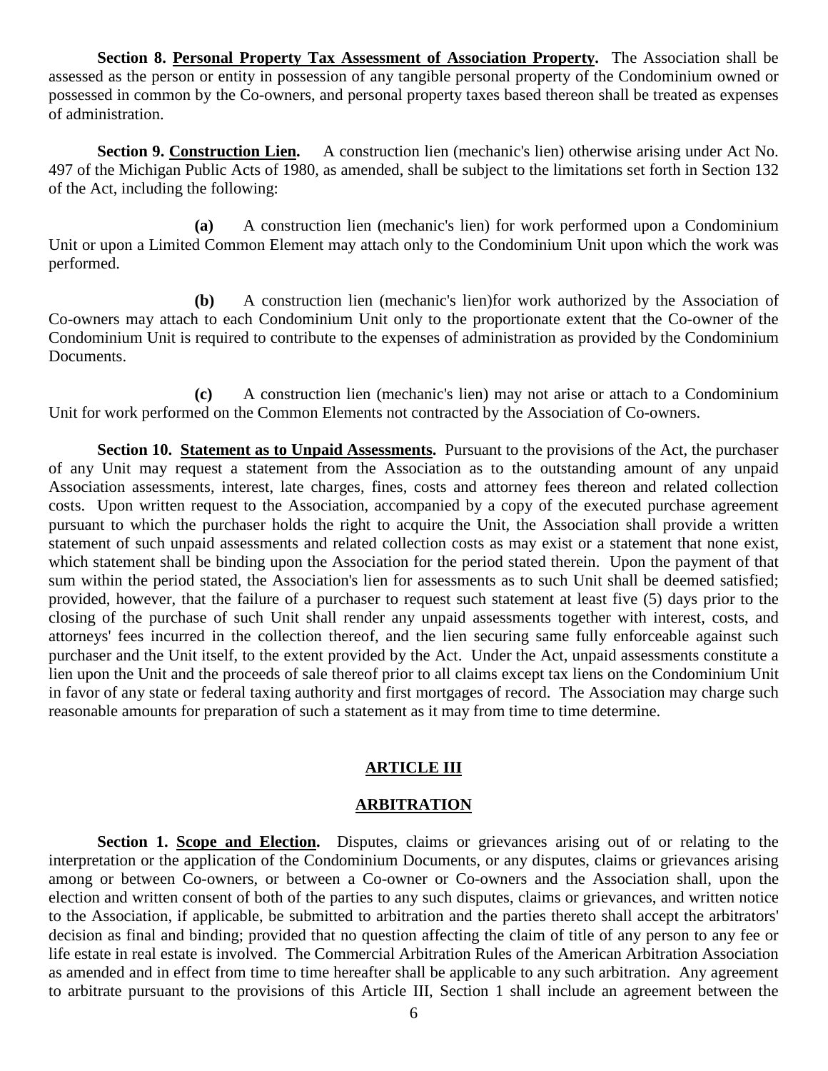**Section 8. Personal Property Tax Assessment of Association Property.** The Association shall be assessed as the person or entity in possession of any tangible personal property of the Condominium owned or possessed in common by the Co-owners, and personal property taxes based thereon shall be treated as expenses of administration.

**Section 9. Construction Lien.** A construction lien (mechanic's lien) otherwise arising under Act No. 497 of the Michigan Public Acts of 1980, as amended, shall be subject to the limitations set forth in Section 132 of the Act, including the following:

**(a)** A construction lien (mechanic's lien) for work performed upon a Condominium Unit or upon a Limited Common Element may attach only to the Condominium Unit upon which the work was performed.

**(b)** A construction lien (mechanic's lien)for work authorized by the Association of Co-owners may attach to each Condominium Unit only to the proportionate extent that the Co-owner of the Condominium Unit is required to contribute to the expenses of administration as provided by the Condominium Documents.

**(c)** A construction lien (mechanic's lien) may not arise or attach to a Condominium Unit for work performed on the Common Elements not contracted by the Association of Co-owners.

**Section 10. Statement as to Unpaid Assessments.** Pursuant to the provisions of the Act, the purchaser of any Unit may request a statement from the Association as to the outstanding amount of any unpaid Association assessments, interest, late charges, fines, costs and attorney fees thereon and related collection costs. Upon written request to the Association, accompanied by a copy of the executed purchase agreement pursuant to which the purchaser holds the right to acquire the Unit, the Association shall provide a written statement of such unpaid assessments and related collection costs as may exist or a statement that none exist, which statement shall be binding upon the Association for the period stated therein. Upon the payment of that sum within the period stated, the Association's lien for assessments as to such Unit shall be deemed satisfied; provided, however, that the failure of a purchaser to request such statement at least five (5) days prior to the closing of the purchase of such Unit shall render any unpaid assessments together with interest, costs, and attorneys' fees incurred in the collection thereof, and the lien securing same fully enforceable against such purchaser and the Unit itself, to the extent provided by the Act. Under the Act, unpaid assessments constitute a lien upon the Unit and the proceeds of sale thereof prior to all claims except tax liens on the Condominium Unit in favor of any state or federal taxing authority and first mortgages of record. The Association may charge such reasonable amounts for preparation of such a statement as it may from time to time determine.

## ARTICLE III

## ARBITRATION

**Section 1. Scope and Election.** Disputes, claims or grievances arising out of or relating to the interpretation or the application of the Condominium Documents, or any disputes, claims or grievances arising among or between Co-owners, or between a Co-owner or Co-owners and the Association shall, upon the election and written consent of both of the parties to any such disputes, claims or grievances, and written notice to the Association, if applicable, be submitted to arbitration and the parties thereto shall accept the arbitrators' decision as final and binding; provided that no question affecting the claim of title of any person to any fee or life estate in real estate is involved. The Commercial Arbitration Rules of the American Arbitration Association as amended and in effect from time to time hereafter shall be applicable to any such arbitration. Any agreement to arbitrate pursuant to the provisions of this Article III, Section 1 shall include an agreement between the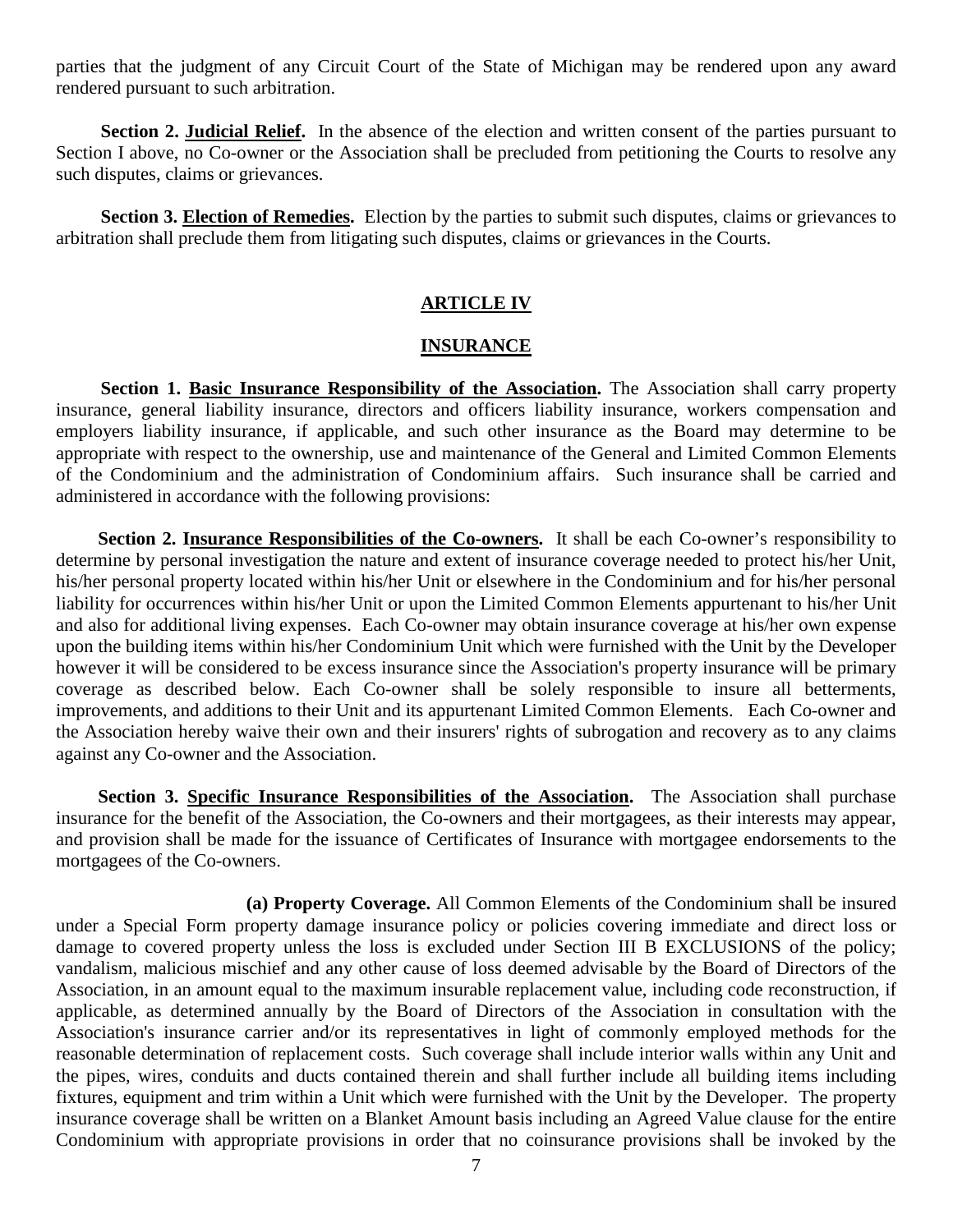parties that the judgment of any Circuit Court of the State of Michigan may be rendered upon any award rendered pursuant to such arbitration.

**Section 2. Judicial Relief.** In the absence of the election and written consent of the parties pursuant to Section I above, no Co-owner or the Association shall be precluded from petitioning the Courts to resolve any such disputes, claims or grievances.

**Section 3. Election of Remedies.** Election by the parties to submit such disputes, claims or grievances to arbitration shall preclude them from litigating such disputes, claims or grievances in the Courts.

## ARTICLE IV

## INSURANCE

**Section 1. Basic Insurance Responsibility of the Association.** The Association shall carry property insurance, general liability insurance, directors and officers liability insurance, workers compensation and employers liability insurance, if applicable, and such other insurance as the Board may determine to be appropriate with respect to the ownership, use and maintenance of the General and Limited Common Elements of the Condominium and the administration of Condominium affairs. Such insurance shall be carried and administered in accordance with the following provisions:

**Section 2. Insurance Responsibilities of the Co-owners.** It shall be each Co-owner's responsibility to determine by personal investigation the nature and extent of insurance coverage needed to protect his/her Unit, his/her personal property located within his/her Unit or elsewhere in the Condominium and for his/her personal liability for occurrences within his/her Unit or upon the Limited Common Elements appurtenant to his/her Unit and also for additional living expenses. Each Co-owner may obtain insurance coverage at his/her own expense upon the building items within his/her Condominium Unit which were furnished with the Unit by the Developer however it will be considered to be excess insurance since the Association's property insurance will be primary coverage as described below. Each Co-owner shall be solely responsible to insure all betterments, improvements, and additions to their Unit and its appurtenant Limited Common Elements. Each Co-owner and the Association hereby waive their own and their insurers' rights of subrogation and recovery as to any claims against any Co-owner and the Association.

**Section 3. Specific Insurance Responsibilities of the Association.** The Association shall purchase insurance for the benefit of the Association, the Co-owners and their mortgagees, as their interests may appear, and provision shall be made for the issuance of Certificates of Insurance with mortgagee endorsements to the mortgagees of the Co-owners.

**(a) Property Coverage.** All Common Elements of the Condominium shall be insured under a Special Form property damage insurance policy or policies covering immediate and direct loss or damage to covered property unless the loss is excluded under Section III B EXCLUSIONS of the policy; vandalism, malicious mischief and any other cause of loss deemed advisable by the Board of Directors of the Association, in an amount equal to the maximum insurable replacement value, including code reconstruction, if applicable, as determined annually by the Board of Directors of the Association in consultation with the Association's insurance carrier and/or its representatives in light of commonly employed methods for the reasonable determination of replacement costs. Such coverage shall include interior walls within any Unit and the pipes, wires, conduits and ducts contained therein and shall further include all building items including fixtures, equipment and trim within a Unit which were furnished with the Unit by the Developer. The property insurance coverage shall be written on a Blanket Amount basis including an Agreed Value clause for the entire Condominium with appropriate provisions in order that no coinsurance provisions shall be invoked by the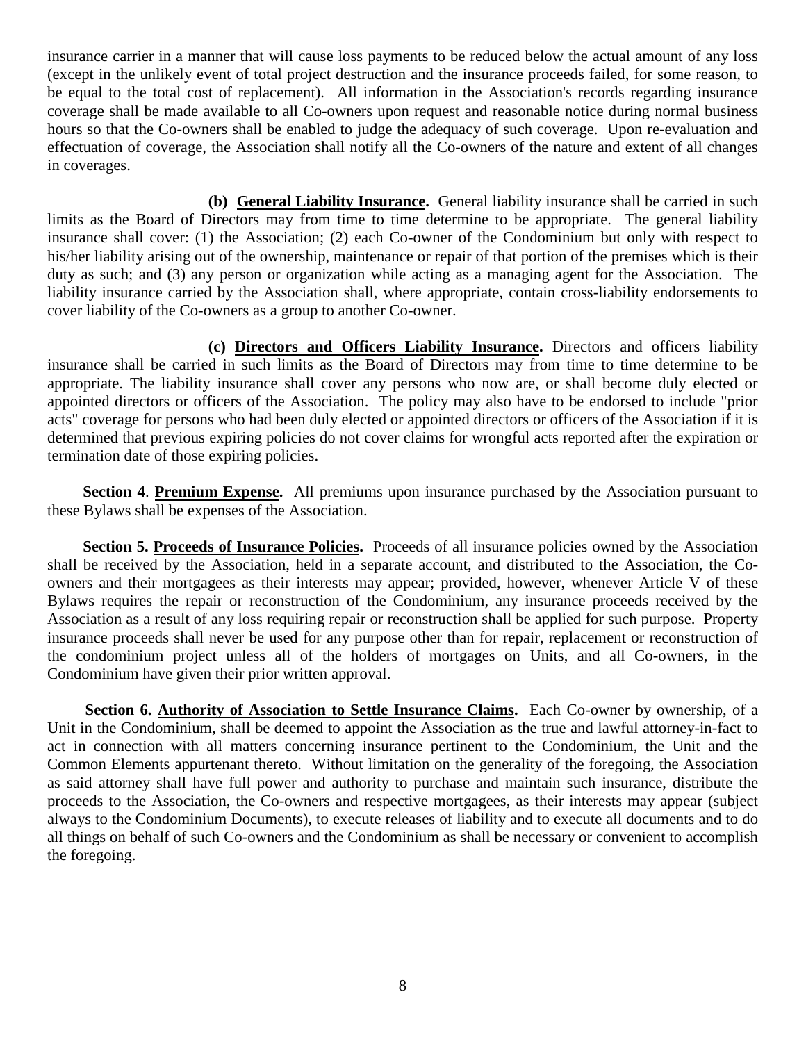insurance carrier in a manner that will cause loss payments to be reduced below the actual amount of any loss (except in the unlikely event of total project destruction and the insurance proceeds failed, for some reason, to be equal to the total cost of replacement). All information in the Association's records regarding insurance coverage shall be made available to all Co-owners upon request and reasonable notice during normal business hours so that the Co-owners shall be enabled to judge the adequacy of such coverage. Upon re-evaluation and effectuation of coverage, the Association shall notify all the Co-owners of the nature and extent of all changes in coverages.

**(b) General Liability Insurance.** General liability insurance shall be carried in such limits as the Board of Directors may from time to time determine to be appropriate. The general liability insurance shall cover: (1) the Association; (2) each Co-owner of the Condominium but only with respect to his/her liability arising out of the ownership, maintenance or repair of that portion of the premises which is their duty as such; and (3) any person or organization while acting as a managing agent for the Association. The liability insurance carried by the Association shall, where appropriate, contain cross-liability endorsements to cover liability of the Co-owners as a group to another Co-owner.

**(c) Directors and Officers Liability Insurance.** Directors and officers liability insurance shall be carried in such limits as the Board of Directors may from time to time determine to be appropriate. The liability insurance shall cover any persons who now are, or shall become duly elected or appointed directors or officers of the Association. The policy may also have to be endorsed to include "prior acts" coverage for persons who had been duly elected or appointed directors or officers of the Association if it is determined that previous expiring policies do not cover claims for wrongful acts reported after the expiration or termination date of those expiring policies.

**Section 4. Premium Expense.** All premiums upon insurance purchased by the Association pursuant to these Bylaws shall be expenses of the Association.

**Section 5. Proceeds of Insurance Policies.** Proceeds of all insurance policies owned by the Association shall be received by the Association, held in a separate account, and distributed to the Association, the Co-owners and their mortgagees as their interests may appear; provided, however, whenever Article V of these Bylaws requires the repair or reconstruction of the Condominium, any insurance proceeds received by the Association as a result of any loss requiring repair or reconstruction shall be applied for such purpose. Property insurance proceeds shall never be used for any purpose other than for repair, replacement or reconstruction of the condominium project unless all of the holders of mortgages on Units, and all Co-owners, in the Condominium have given their prior written approval.

**Section 6. Authority of Association to Settle Insurance Claims.** Each Co-owner by ownership, of a Unit in the Condominium, shall be deemed to appoint the Association as the true and lawful attorney-in-fact to act in connection with all matters concerning insurance pertinent to the Condominium, the Unit and the Common Elements appurtenant thereto. Without limitation on the generality of the foregoing, the Association as said attorney shall have full power and authority to purchase and maintain such insurance, distribute the proceeds to the Association, the Co-owners and respective mortgagees, as their interests may appear (subject always to the Condominium Documents), to execute releases of liability and to execute all documents and to do all things on behalf of such Co-owners and the Condominium as shall be necessary or convenient to accomplish the foregoing.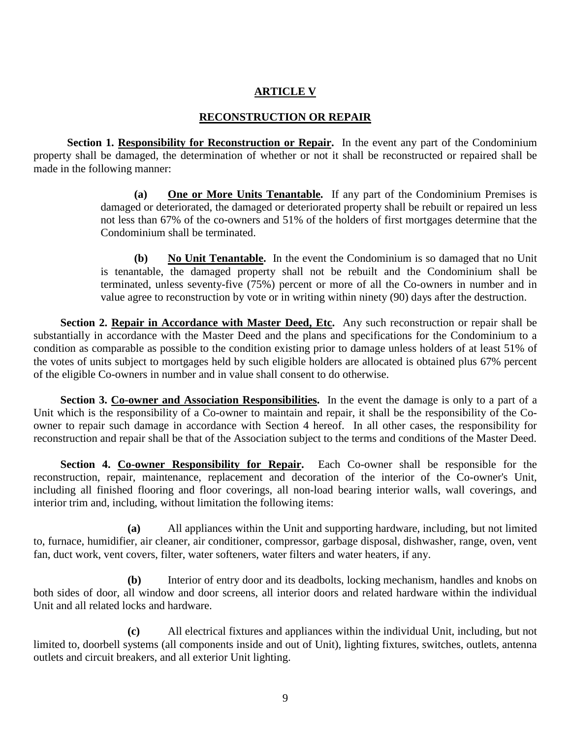## ARTICLE V

## RECONSTRUCTION OR REPAIR

**Section 1. Responsibility for Reconstruction or Repair.** In the event any part of the Condominium property shall be damaged, the determination of whether or not it shall be reconstructed or repaired shall be made in the following manner:

> **(a) One or More Units Tenantable.** If any part of the Condominium Premises is damaged or deteriorated, the damaged or deteriorated property shall be rebuilt or repaired un less not less than 67% of the co-owners and 51% of the holders of first mortgages determine that the Condominium shall be terminated.
>
> **(b) No Unit Tenantable.** In the event the Condominium is so damaged that no Unit is tenantable, the damaged property shall not be rebuilt and the Condominium shall be terminated, unless seventy-five (75%) percent or more of all the Co-owners in number and in value agree to reconstruction by vote or in writing within ninety (90) days after the destruction.

**Section 2. Repair in Accordance with Master Deed, Etc.** Any such reconstruction or repair shall be substantially in accordance with the Master Deed and the plans and specifications for the Condominium to a condition as comparable as possible to the condition existing prior to damage unless holders of at least 51% of the votes of units subject to mortgages held by such eligible holders are allocated is obtained plus 67% percent of the eligible Co-owners in number and in value shall consent to do otherwise.

**Section 3. Co-owner and Association Responsibilities.** In the event the damage is only to a part of a Unit which is the responsibility of a Co-owner to maintain and repair, it shall be the responsibility of the Co-owner to repair such damage in accordance with Section 4 hereof. In all other cases, the responsibility for reconstruction and repair shall be that of the Association subject to the terms and conditions of the Master Deed.

**Section 4. Co-owner Responsibility for Repair.** Each Co-owner shall be responsible for the reconstruction, repair, maintenance, replacement and decoration of the interior of the Co-owner's Unit, including all finished flooring and floor coverings, all non-load bearing interior walls, wall coverings, and interior trim and, including, without limitation the following items:

**(a)** All appliances within the Unit and supporting hardware, including, but not limited to, furnace, humidifier, air cleaner, air conditioner, compressor, garbage disposal, dishwasher, range, oven, vent fan, duct work, vent covers, filter, water softeners, water filters and water heaters, if any.

**(b)** Interior of entry door and its deadbolts, locking mechanism, handles and knobs on both sides of door, all window and door screens, all interior doors and related hardware within the individual Unit and all related locks and hardware.

**(c)** All electrical fixtures and appliances within the individual Unit, including, but not limited to, doorbell systems (all components inside and out of Unit), lighting fixtures, switches, outlets, antenna outlets and circuit breakers, and all exterior Unit lighting.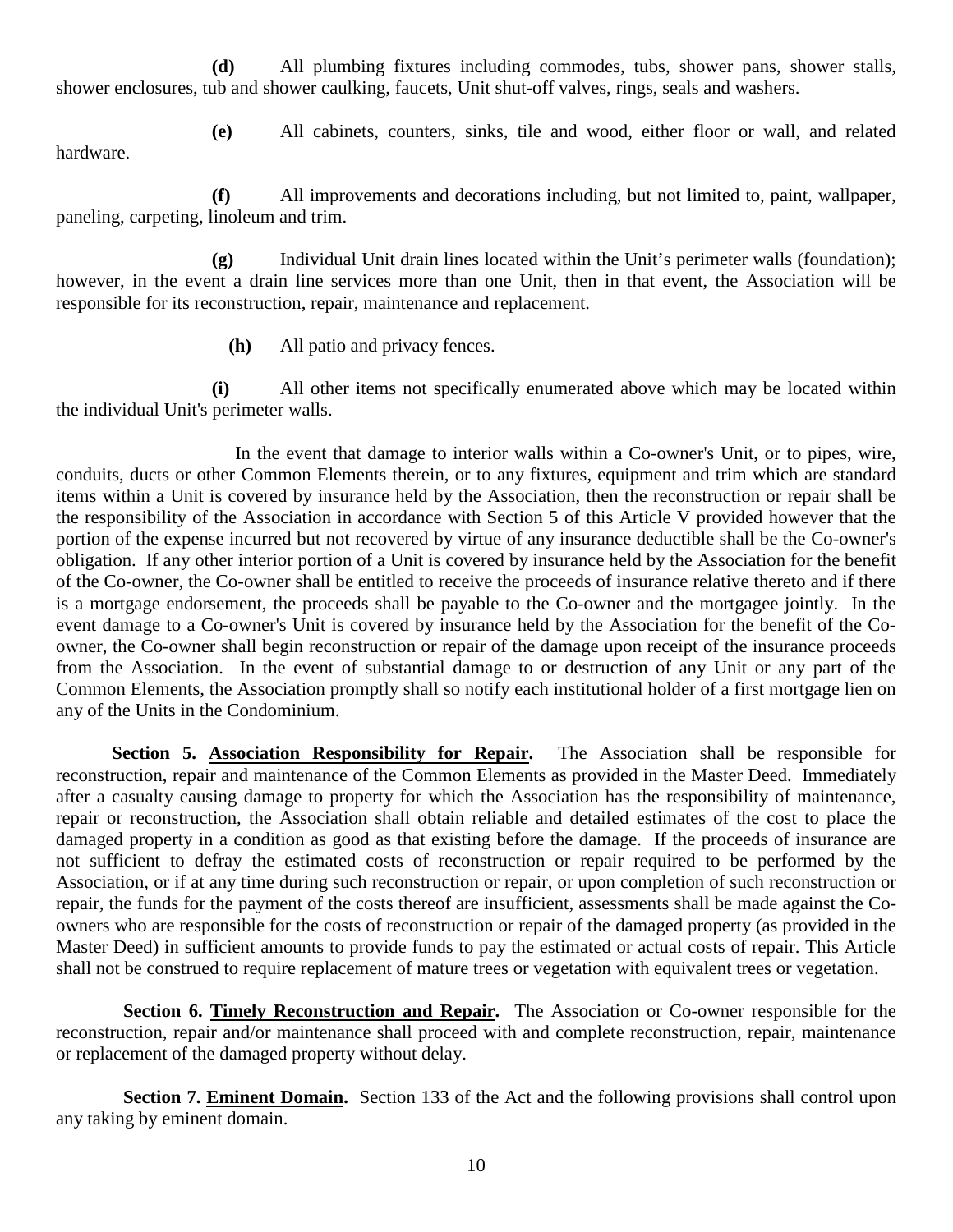**(d)** All plumbing fixtures including commodes, tubs, shower pans, shower stalls, shower enclosures, tub and shower caulking, faucets, Unit shut-off valves, rings, seals and washers.

**(e)** All cabinets, counters, sinks, tile and wood, either floor or wall, and related hardware.

**(f)** All improvements and decorations including, but not limited to, paint, wallpaper, paneling, carpeting, linoleum and trim.

**(g)** Individual Unit drain lines located within the Unit's perimeter walls (foundation); however, in the event a drain line services more than one Unit, then in that event, the Association will be responsible for its reconstruction, repair, maintenance and replacement.

**(h)** All patio and privacy fences.

**(i)** All other items not specifically enumerated above which may be located within the individual Unit's perimeter walls.

In the event that damage to interior walls within a Co-owner's Unit, or to pipes, wire, conduits, ducts or other Common Elements therein, or to any fixtures, equipment and trim which are standard items within a Unit is covered by insurance held by the Association, then the reconstruction or repair shall be the responsibility of the Association in accordance with Section 5 of this Article V provided however that the portion of the expense incurred but not recovered by virtue of any insurance deductible shall be the Co-owner's obligation. If any other interior portion of a Unit is covered by insurance held by the Association for the benefit of the Co-owner, the Co-owner shall be entitled to receive the proceeds of insurance relative thereto and if there is a mortgage endorsement, the proceeds shall be payable to the Co-owner and the mortgagee jointly. In the event damage to a Co-owner's Unit is covered by insurance held by the Association for the benefit of the Co-owner, the Co-owner shall begin reconstruction or repair of the damage upon receipt of the insurance proceeds from the Association. In the event of substantial damage to or destruction of any Unit or any part of the Common Elements, the Association promptly shall so notify each institutional holder of a first mortgage lien on any of the Units in the Condominium.

**Section 5. Association Responsibility for Repair.** The Association shall be responsible for reconstruction, repair and maintenance of the Common Elements as provided in the Master Deed. Immediately after a casualty causing damage to property for which the Association has the responsibility of maintenance, repair or reconstruction, the Association shall obtain reliable and detailed estimates of the cost to place the damaged property in a condition as good as that existing before the damage. If the proceeds of insurance are not sufficient to defray the estimated costs of reconstruction or repair required to be performed by the Association, or if at any time during such reconstruction or repair, or upon completion of such reconstruction or repair, the funds for the payment of the costs thereof are insufficient, assessments shall be made against the Co-owners who are responsible for the costs of reconstruction or repair of the damaged property (as provided in the Master Deed) in sufficient amounts to provide funds to pay the estimated or actual costs of repair. This Article shall not be construed to require replacement of mature trees or vegetation with equivalent trees or vegetation.

**Section 6. Timely Reconstruction and Repair.** The Association or Co-owner responsible for the reconstruction, repair and/or maintenance shall proceed with and complete reconstruction, repair, maintenance or replacement of the damaged property without delay.

**Section 7. Eminent Domain.** Section 133 of the Act and the following provisions shall control upon any taking by eminent domain.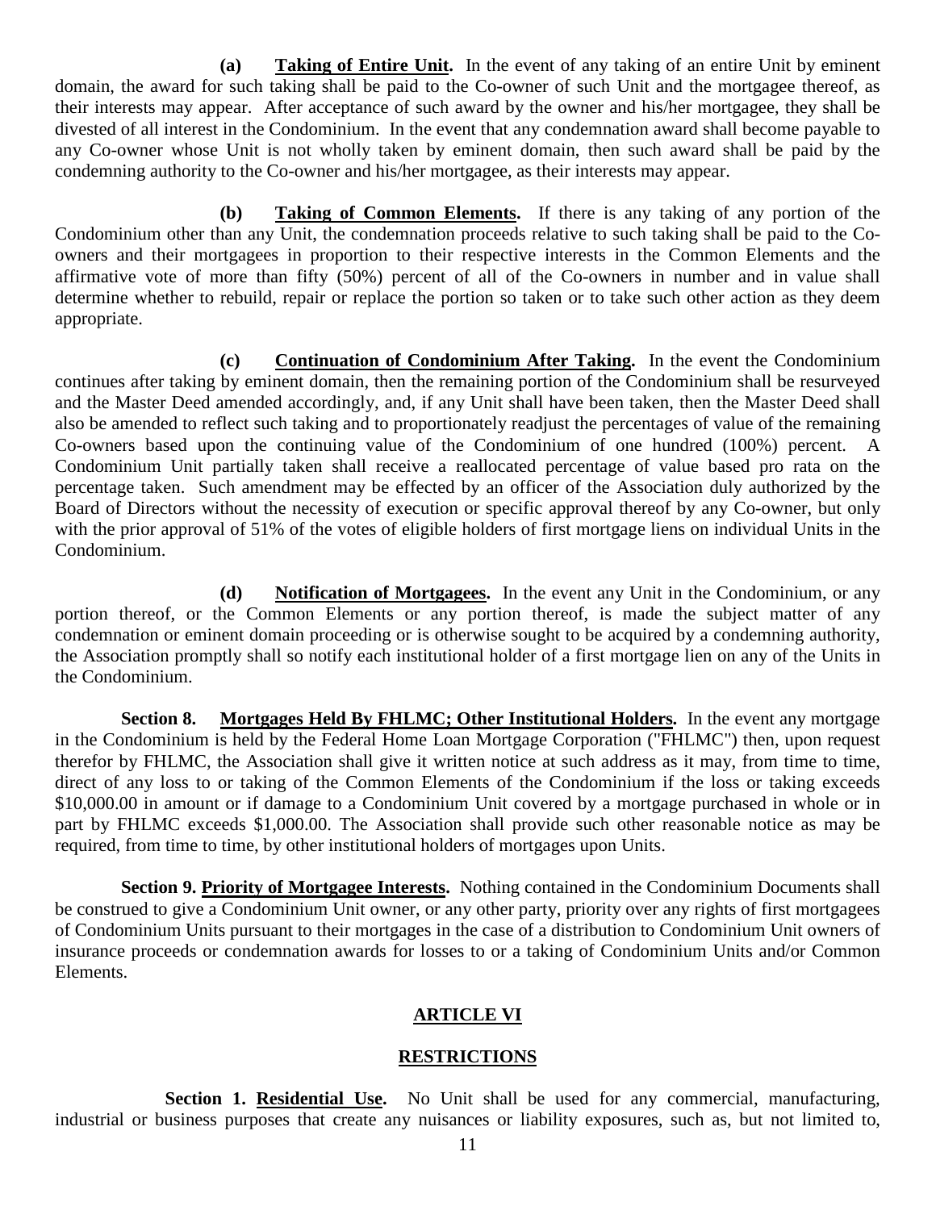**(a) Taking of Entire Unit.** In the event of any taking of an entire Unit by eminent domain, the award for such taking shall be paid to the Co-owner of such Unit and the mortgagee thereof, as their interests may appear. After acceptance of such award by the owner and his/her mortgagee, they shall be divested of all interest in the Condominium. In the event that any condemnation award shall become payable to any Co-owner whose Unit is not wholly taken by eminent domain, then such award shall be paid by the condemning authority to the Co-owner and his/her mortgagee, as their interests may appear.

**(b) Taking of Common Elements.** If there is any taking of any portion of the Condominium other than any Unit, the condemnation proceeds relative to such taking shall be paid to the Co-owners and their mortgagees in proportion to their respective interests in the Common Elements and the affirmative vote of more than fifty (50%) percent of all of the Co-owners in number and in value shall determine whether to rebuild, repair or replace the portion so taken or to take such other action as they deem appropriate.

**(c) Continuation of Condominium After Taking.** In the event the Condominium continues after taking by eminent domain, then the remaining portion of the Condominium shall be resurveyed and the Master Deed amended accordingly, and, if any Unit shall have been taken, then the Master Deed shall also be amended to reflect such taking and to proportionately readjust the percentages of value of the remaining Co-owners based upon the continuing value of the Condominium of one hundred (100%) percent. A Condominium Unit partially taken shall receive a reallocated percentage of value based pro rata on the percentage taken. Such amendment may be effected by an officer of the Association duly authorized by the Board of Directors without the necessity of execution or specific approval thereof by any Co-owner, but only with the prior approval of 51% of the votes of eligible holders of first mortgage liens on individual Units in the Condominium.

**(d) Notification of Mortgagees.** In the event any Unit in the Condominium, or any portion thereof, or the Common Elements or any portion thereof, is made the subject matter of any condemnation or eminent domain proceeding or is otherwise sought to be acquired by a condemning authority, the Association promptly shall so notify each institutional holder of a first mortgage lien on any of the Units in the Condominium.

**Section 8. Mortgages Held By FHLMC; Other Institutional Holders.** In the event any mortgage in the Condominium is held by the Federal Home Loan Mortgage Corporation ("FHLMC") then, upon request therefor by FHLMC, the Association shall give it written notice at such address as it may, from time to time, direct of any loss to or taking of the Common Elements of the Condominium if the loss or taking exceeds $10,000.00 in amount or if damage to a Condominium Unit covered by a mortgage purchased in whole or in part by FHLMC exceeds $1,000.00. The Association shall provide such other reasonable notice as may be required, from time to time, by other institutional holders of mortgages upon Units.

**Section 9. Priority of Mortgagee Interests.** Nothing contained in the Condominium Documents shall be construed to give a Condominium Unit owner, or any other party, priority over any rights of first mortgagees of Condominium Units pursuant to their mortgages in the case of a distribution to Condominium Unit owners of insurance proceeds or condemnation awards for losses to or a taking of Condominium Units and/or Common Elements.

## ARTICLE VI

## RESTRICTIONS

**Section 1. Residential Use.** No Unit shall be used for any commercial, manufacturing, industrial or business purposes that create any nuisances or liability exposures, such as, but not limited to,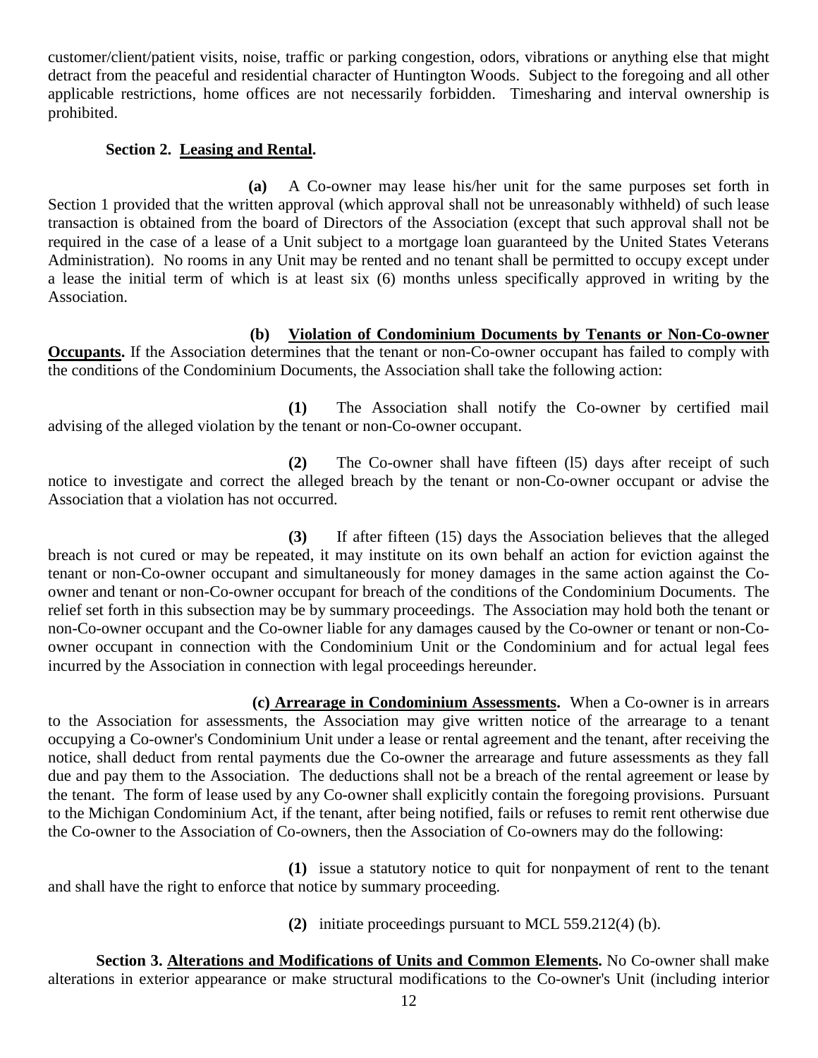customer/client/patient visits, noise, traffic or parking congestion, odors, vibrations or anything else that might detract from the peaceful and residential character of Huntington Woods. Subject to the foregoing and all other applicable restrictions, home offices are not necessarily forbidden. Timesharing and interval ownership is prohibited.

**Section 2. Leasing and Rental.**

**(a)** A Co-owner may lease his/her unit for the same purposes set forth in Section 1 provided that the written approval (which approval shall not be unreasonably withheld) of such lease transaction is obtained from the board of Directors of the Association (except that such approval shall not be required in the case of a lease of a Unit subject to a mortgage loan guaranteed by the United States Veterans Administration). No rooms in any Unit may be rented and no tenant shall be permitted to occupy except under a lease the initial term of which is at least six (6) months unless specifically approved in writing by the Association.

**(b) Violation of Condominium Documents by Tenants or Non-Co-owner Occupants.** If the Association determines that the tenant or non-Co-owner occupant has failed to comply with the conditions of the Condominium Documents, the Association shall take the following action:

**(1)** The Association shall notify the Co-owner by certified mail advising of the alleged violation by the tenant or non-Co-owner occupant.

**(2)** The Co-owner shall have fifteen (l5) days after receipt of such notice to investigate and correct the alleged breach by the tenant or non-Co-owner occupant or advise the Association that a violation has not occurred.

**(3)** If after fifteen (15) days the Association believes that the alleged breach is not cured or may be repeated, it may institute on its own behalf an action for eviction against the tenant or non-Co-owner occupant and simultaneously for money damages in the same action against the Co-owner and tenant or non-Co-owner occupant for breach of the conditions of the Condominium Documents. The relief set forth in this subsection may be by summary proceedings. The Association may hold both the tenant or non-Co-owner occupant and the Co-owner liable for any damages caused by the Co-owner or tenant or non-Co-owner occupant in connection with the Condominium Unit or the Condominium and for actual legal fees incurred by the Association in connection with legal proceedings hereunder.

**(c) Arrearage in Condominium Assessments.** When a Co-owner is in arrears to the Association for assessments, the Association may give written notice of the arrearage to a tenant occupying a Co-owner's Condominium Unit under a lease or rental agreement and the tenant, after receiving the notice, shall deduct from rental payments due the Co-owner the arrearage and future assessments as they fall due and pay them to the Association. The deductions shall not be a breach of the rental agreement or lease by the tenant. The form of lease used by any Co-owner shall explicitly contain the foregoing provisions. Pursuant to the Michigan Condominium Act, if the tenant, after being notified, fails or refuses to remit rent otherwise due the Co-owner to the Association of Co-owners, then the Association of Co-owners may do the following:

**(1)** issue a statutory notice to quit for nonpayment of rent to the tenant and shall have the right to enforce that notice by summary proceeding.

**(2)** initiate proceedings pursuant to MCL 559.212(4) (b).

**Section 3. Alterations and Modifications of Units and Common Elements.** No Co-owner shall make alterations in exterior appearance or make structural modifications to the Co-owner's Unit (including interior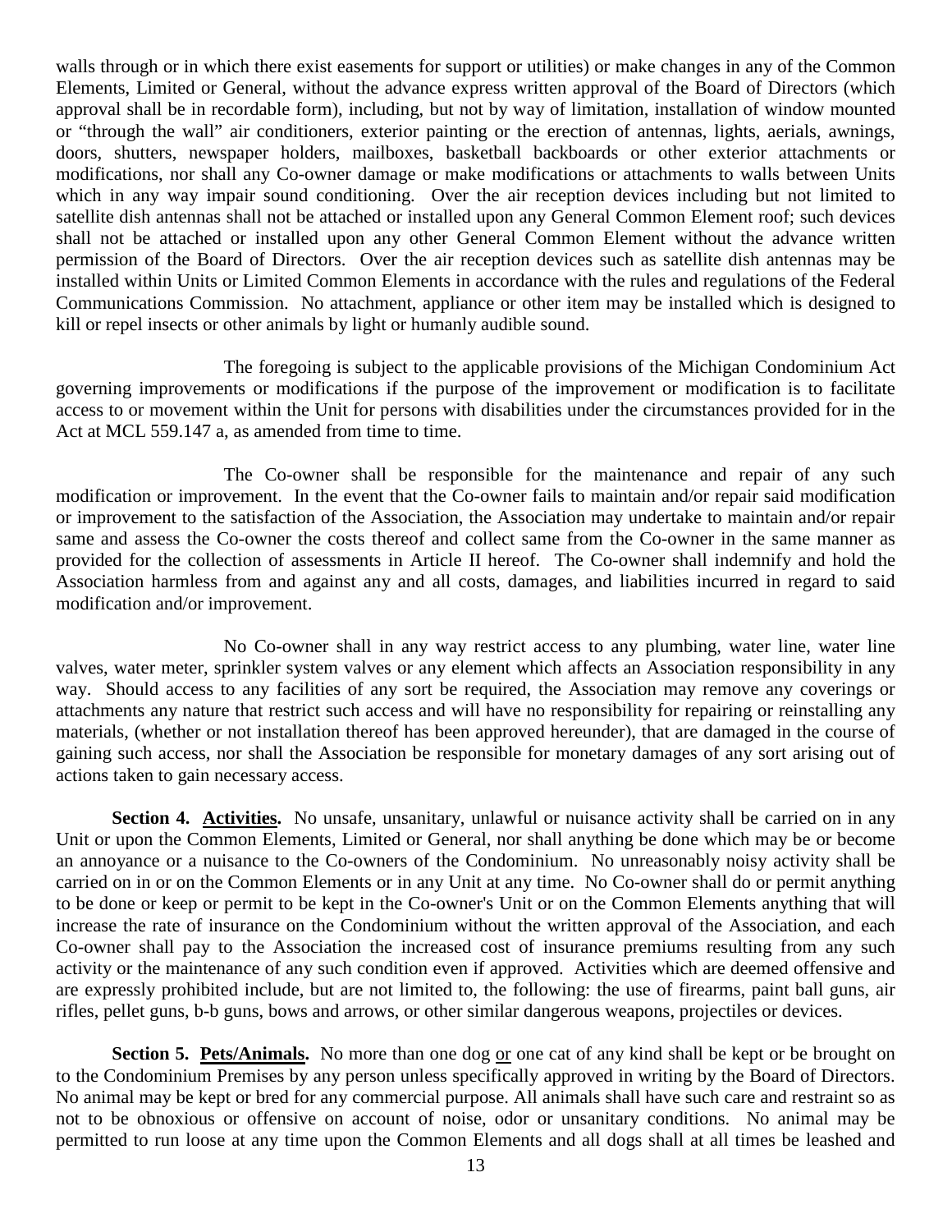walls through or in which there exist easements for support or utilities) or make changes in any of the Common Elements, Limited or General, without the advance express written approval of the Board of Directors (which approval shall be in recordable form), including, but not by way of limitation, installation of window mounted or "through the wall" air conditioners, exterior painting or the erection of antennas, lights, aerials, awnings, doors, shutters, newspaper holders, mailboxes, basketball backboards or other exterior attachments or modifications, nor shall any Co-owner damage or make modifications or attachments to walls between Units which in any way impair sound conditioning. Over the air reception devices including but not limited to satellite dish antennas shall not be attached or installed upon any General Common Element roof; such devices shall not be attached or installed upon any other General Common Element without the advance written permission of the Board of Directors. Over the air reception devices such as satellite dish antennas may be installed within Units or Limited Common Elements in accordance with the rules and regulations of the Federal Communications Commission. No attachment, appliance or other item may be installed which is designed to kill or repel insects or other animals by light or humanly audible sound.

The foregoing is subject to the applicable provisions of the Michigan Condominium Act governing improvements or modifications if the purpose of the improvement or modification is to facilitate access to or movement within the Unit for persons with disabilities under the circumstances provided for in the Act at MCL 559.147 a, as amended from time to time.

The Co-owner shall be responsible for the maintenance and repair of any such modification or improvement. In the event that the Co-owner fails to maintain and/or repair said modification or improvement to the satisfaction of the Association, the Association may undertake to maintain and/or repair same and assess the Co-owner the costs thereof and collect same from the Co-owner in the same manner as provided for the collection of assessments in Article II hereof. The Co-owner shall indemnify and hold the Association harmless from and against any and all costs, damages, and liabilities incurred in regard to said modification and/or improvement.

No Co-owner shall in any way restrict access to any plumbing, water line, water line valves, water meter, sprinkler system valves or any element which affects an Association responsibility in any way. Should access to any facilities of any sort be required, the Association may remove any coverings or attachments any nature that restrict such access and will have no responsibility for repairing or reinstalling any materials, (whether or not installation thereof has been approved hereunder), that are damaged in the course of gaining such access, nor shall the Association be responsible for monetary damages of any sort arising out of actions taken to gain necessary access.

**Section 4. <u>Activities</u>.** No unsafe, unsanitary, unlawful or nuisance activity shall be carried on in any Unit or upon the Common Elements, Limited or General, nor shall anything be done which may be or become an annoyance or a nuisance to the Co-owners of the Condominium. No unreasonably noisy activity shall be carried on in or on the Common Elements or in any Unit at any time. No Co-owner shall do or permit anything to be done or keep or permit to be kept in the Co-owner's Unit or on the Common Elements anything that will increase the rate of insurance on the Condominium without the written approval of the Association, and each Co-owner shall pay to the Association the increased cost of insurance premiums resulting from any such activity or the maintenance of any such condition even if approved. Activities which are deemed offensive and are expressly prohibited include, but are not limited to, the following: the use of firearms, paint ball guns, air rifles, pellet guns, b-b guns, bows and arrows, or other similar dangerous weapons, projectiles or devices.

**Section 5. <u>Pets/Animals</u>.** No more than one dog <u>or</u> one cat of any kind shall be kept or be brought on to the Condominium Premises by any person unless specifically approved in writing by the Board of Directors. No animal may be kept or bred for any commercial purpose. All animals shall have such care and restraint so as not to be obnoxious or offensive on account of noise, odor or unsanitary conditions. No animal may be permitted to run loose at any time upon the Common Elements and all dogs shall at all times be leashed and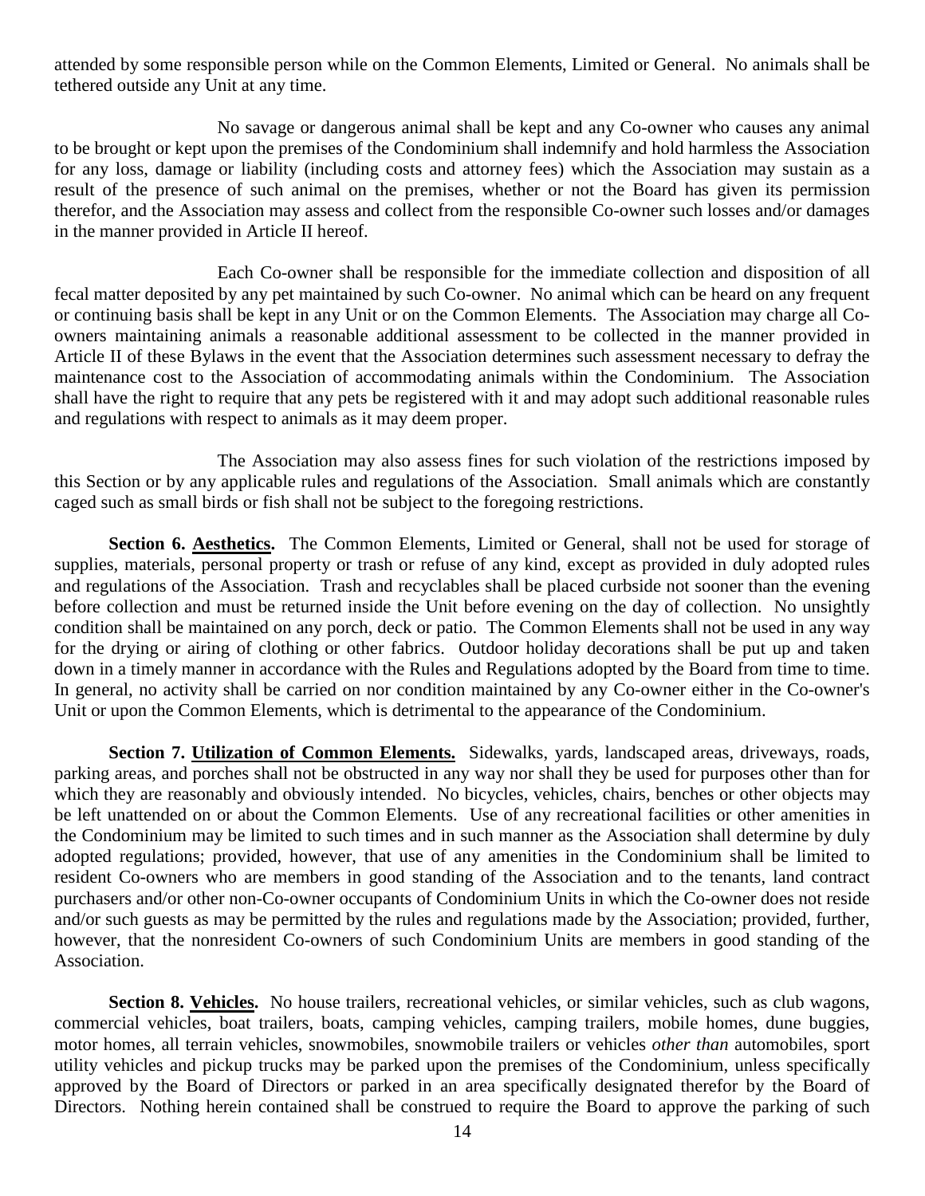attended by some responsible person while on the Common Elements, Limited or General. No animals shall be tethered outside any Unit at any time.

No savage or dangerous animal shall be kept and any Co-owner who causes any animal to be brought or kept upon the premises of the Condominium shall indemnify and hold harmless the Association for any loss, damage or liability (including costs and attorney fees) which the Association may sustain as a result of the presence of such animal on the premises, whether or not the Board has given its permission therefor, and the Association may assess and collect from the responsible Co-owner such losses and/or damages in the manner provided in Article II hereof.

Each Co-owner shall be responsible for the immediate collection and disposition of all fecal matter deposited by any pet maintained by such Co-owner. No animal which can be heard on any frequent or continuing basis shall be kept in any Unit or on the Common Elements. The Association may charge all Co-owners maintaining animals a reasonable additional assessment to be collected in the manner provided in Article II of these Bylaws in the event that the Association determines such assessment necessary to defray the maintenance cost to the Association of accommodating animals within the Condominium. The Association shall have the right to require that any pets be registered with it and may adopt such additional reasonable rules and regulations with respect to animals as it may deem proper.

The Association may also assess fines for such violation of the restrictions imposed by this Section or by any applicable rules and regulations of the Association. Small animals which are constantly caged such as small birds or fish shall not be subject to the foregoing restrictions.

**Section 6. Aesthetics.** The Common Elements, Limited or General, shall not be used for storage of supplies, materials, personal property or trash or refuse of any kind, except as provided in duly adopted rules and regulations of the Association. Trash and recyclables shall be placed curbside not sooner than the evening before collection and must be returned inside the Unit before evening on the day of collection. No unsightly condition shall be maintained on any porch, deck or patio. The Common Elements shall not be used in any way for the drying or airing of clothing or other fabrics. Outdoor holiday decorations shall be put up and taken down in a timely manner in accordance with the Rules and Regulations adopted by the Board from time to time. In general, no activity shall be carried on nor condition maintained by any Co-owner either in the Co-owner's Unit or upon the Common Elements, which is detrimental to the appearance of the Condominium.

**Section 7. Utilization of Common Elements.** Sidewalks, yards, landscaped areas, driveways, roads, parking areas, and porches shall not be obstructed in any way nor shall they be used for purposes other than for which they are reasonably and obviously intended. No bicycles, vehicles, chairs, benches or other objects may be left unattended on or about the Common Elements. Use of any recreational facilities or other amenities in the Condominium may be limited to such times and in such manner as the Association shall determine by duly adopted regulations; provided, however, that use of any amenities in the Condominium shall be limited to resident Co-owners who are members in good standing of the Association and to the tenants, land contract purchasers and/or other non-Co-owner occupants of Condominium Units in which the Co-owner does not reside and/or such guests as may be permitted by the rules and regulations made by the Association; provided, further, however, that the nonresident Co-owners of such Condominium Units are members in good standing of the Association.

**Section 8. Vehicles.** No house trailers, recreational vehicles, or similar vehicles, such as club wagons, commercial vehicles, boat trailers, boats, camping vehicles, camping trailers, mobile homes, dune buggies, motor homes, all terrain vehicles, snowmobiles, snowmobile trailers or vehicles *other than* automobiles, sport utility vehicles and pickup trucks may be parked upon the premises of the Condominium, unless specifically approved by the Board of Directors or parked in an area specifically designated therefor by the Board of Directors. Nothing herein contained shall be construed to require the Board to approve the parking of such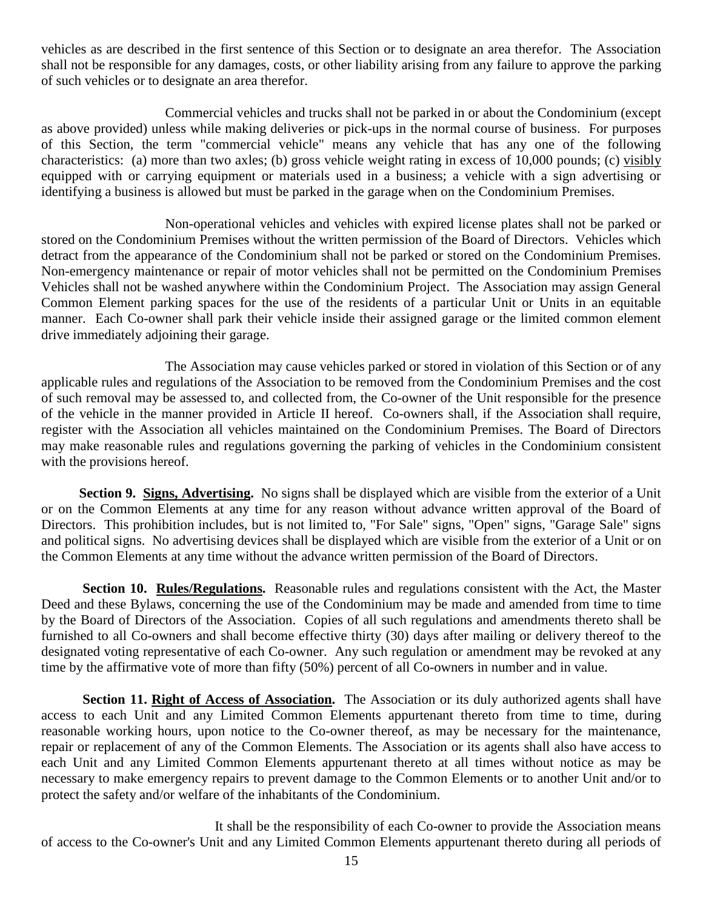vehicles as are described in the first sentence of this Section or to designate an area therefor. The Association shall not be responsible for any damages, costs, or other liability arising from any failure to approve the parking of such vehicles or to designate an area therefor.

Commercial vehicles and trucks shall not be parked in or about the Condominium (except as above provided) unless while making deliveries or pick-ups in the normal course of business. For purposes of this Section, the term "commercial vehicle" means any vehicle that has any one of the following characteristics: (a) more than two axles; (b) gross vehicle weight rating in excess of 10,000 pounds; (c) visibly equipped with or carrying equipment or materials used in a business; a vehicle with a sign advertising or identifying a business is allowed but must be parked in the garage when on the Condominium Premises.

Non-operational vehicles and vehicles with expired license plates shall not be parked or stored on the Condominium Premises without the written permission of the Board of Directors. Vehicles which detract from the appearance of the Condominium shall not be parked or stored on the Condominium Premises. Non-emergency maintenance or repair of motor vehicles shall not be permitted on the Condominium Premises Vehicles shall not be washed anywhere within the Condominium Project. The Association may assign General Common Element parking spaces for the use of the residents of a particular Unit or Units in an equitable manner. Each Co-owner shall park their vehicle inside their assigned garage or the limited common element drive immediately adjoining their garage.

The Association may cause vehicles parked or stored in violation of this Section or of any applicable rules and regulations of the Association to be removed from the Condominium Premises and the cost of such removal may be assessed to, and collected from, the Co-owner of the Unit responsible for the presence of the vehicle in the manner provided in Article II hereof. Co-owners shall, if the Association shall require, register with the Association all vehicles maintained on the Condominium Premises. The Board of Directors may make reasonable rules and regulations governing the parking of vehicles in the Condominium consistent with the provisions hereof.

**Section 9. Signs, Advertising.** No signs shall be displayed which are visible from the exterior of a Unit or on the Common Elements at any time for any reason without advance written approval of the Board of Directors. This prohibition includes, but is not limited to, "For Sale" signs, "Open" signs, "Garage Sale" signs and political signs. No advertising devices shall be displayed which are visible from the exterior of a Unit or on the Common Elements at any time without the advance written permission of the Board of Directors.

**Section 10. Rules/Regulations.** Reasonable rules and regulations consistent with the Act, the Master Deed and these Bylaws, concerning the use of the Condominium may be made and amended from time to time by the Board of Directors of the Association. Copies of all such regulations and amendments thereto shall be furnished to all Co-owners and shall become effective thirty (30) days after mailing or delivery thereof to the designated voting representative of each Co-owner. Any such regulation or amendment may be revoked at any time by the affirmative vote of more than fifty (50%) percent of all Co-owners in number and in value.

**Section 11. Right of Access of Association.** The Association or its duly authorized agents shall have access to each Unit and any Limited Common Elements appurtenant thereto from time to time, during reasonable working hours, upon notice to the Co-owner thereof, as may be necessary for the maintenance, repair or replacement of any of the Common Elements. The Association or its agents shall also have access to each Unit and any Limited Common Elements appurtenant thereto at all times without notice as may be necessary to make emergency repairs to prevent damage to the Common Elements or to another Unit and/or to protect the safety and/or welfare of the inhabitants of the Condominium.

It shall be the responsibility of each Co-owner to provide the Association means of access to the Co-owner's Unit and any Limited Common Elements appurtenant thereto during all periods of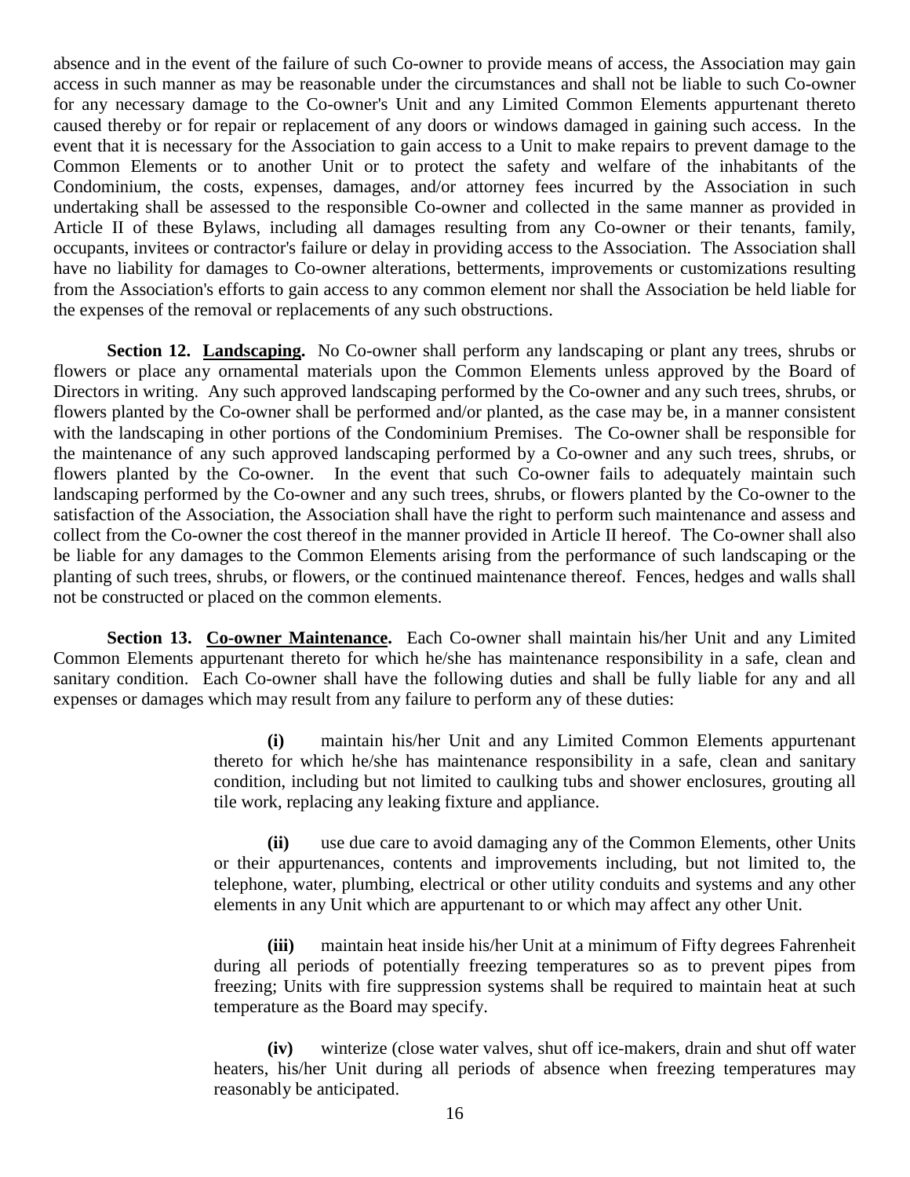absence and in the event of the failure of such Co-owner to provide means of access, the Association may gain access in such manner as may be reasonable under the circumstances and shall not be liable to such Co-owner for any necessary damage to the Co-owner's Unit and any Limited Common Elements appurtenant thereto caused thereby or for repair or replacement of any doors or windows damaged in gaining such access. In the event that it is necessary for the Association to gain access to a Unit to make repairs to prevent damage to the Common Elements or to another Unit or to protect the safety and welfare of the inhabitants of the Condominium, the costs, expenses, damages, and/or attorney fees incurred by the Association in such undertaking shall be assessed to the responsible Co-owner and collected in the same manner as provided in Article II of these Bylaws, including all damages resulting from any Co-owner or their tenants, family, occupants, invitees or contractor's failure or delay in providing access to the Association. The Association shall have no liability for damages to Co-owner alterations, betterments, improvements or customizations resulting from the Association's efforts to gain access to any common element nor shall the Association be held liable for the expenses of the removal or replacements of any such obstructions.

**Section 12. Landscaping.** No Co-owner shall perform any landscaping or plant any trees, shrubs or flowers or place any ornamental materials upon the Common Elements unless approved by the Board of Directors in writing. Any such approved landscaping performed by the Co-owner and any such trees, shrubs, or flowers planted by the Co-owner shall be performed and/or planted, as the case may be, in a manner consistent with the landscaping in other portions of the Condominium Premises. The Co-owner shall be responsible for the maintenance of any such approved landscaping performed by a Co-owner and any such trees, shrubs, or flowers planted by the Co-owner. In the event that such Co-owner fails to adequately maintain such landscaping performed by the Co-owner and any such trees, shrubs, or flowers planted by the Co-owner to the satisfaction of the Association, the Association shall have the right to perform such maintenance and assess and collect from the Co-owner the cost thereof in the manner provided in Article II hereof. The Co-owner shall also be liable for any damages to the Common Elements arising from the performance of such landscaping or the planting of such trees, shrubs, or flowers, or the continued maintenance thereof. Fences, hedges and walls shall not be constructed or placed on the common elements.

**Section 13. Co-owner Maintenance.** Each Co-owner shall maintain his/her Unit and any Limited Common Elements appurtenant thereto for which he/she has maintenance responsibility in a safe, clean and sanitary condition. Each Co-owner shall have the following duties and shall be fully liable for any and all expenses or damages which may result from any failure to perform any of these duties:

**(i)** maintain his/her Unit and any Limited Common Elements appurtenant thereto for which he/she has maintenance responsibility in a safe, clean and sanitary condition, including but not limited to caulking tubs and shower enclosures, grouting all tile work, replacing any leaking fixture and appliance.

**(ii)** use due care to avoid damaging any of the Common Elements, other Units or their appurtenances, contents and improvements including, but not limited to, the telephone, water, plumbing, electrical or other utility conduits and systems and any other elements in any Unit which are appurtenant to or which may affect any other Unit.

**(iii)** maintain heat inside his/her Unit at a minimum of Fifty degrees Fahrenheit during all periods of potentially freezing temperatures so as to prevent pipes from freezing; Units with fire suppression systems shall be required to maintain heat at such temperature as the Board may specify.

**(iv)** winterize (close water valves, shut off ice-makers, drain and shut off water heaters, his/her Unit during all periods of absence when freezing temperatures may reasonably be anticipated.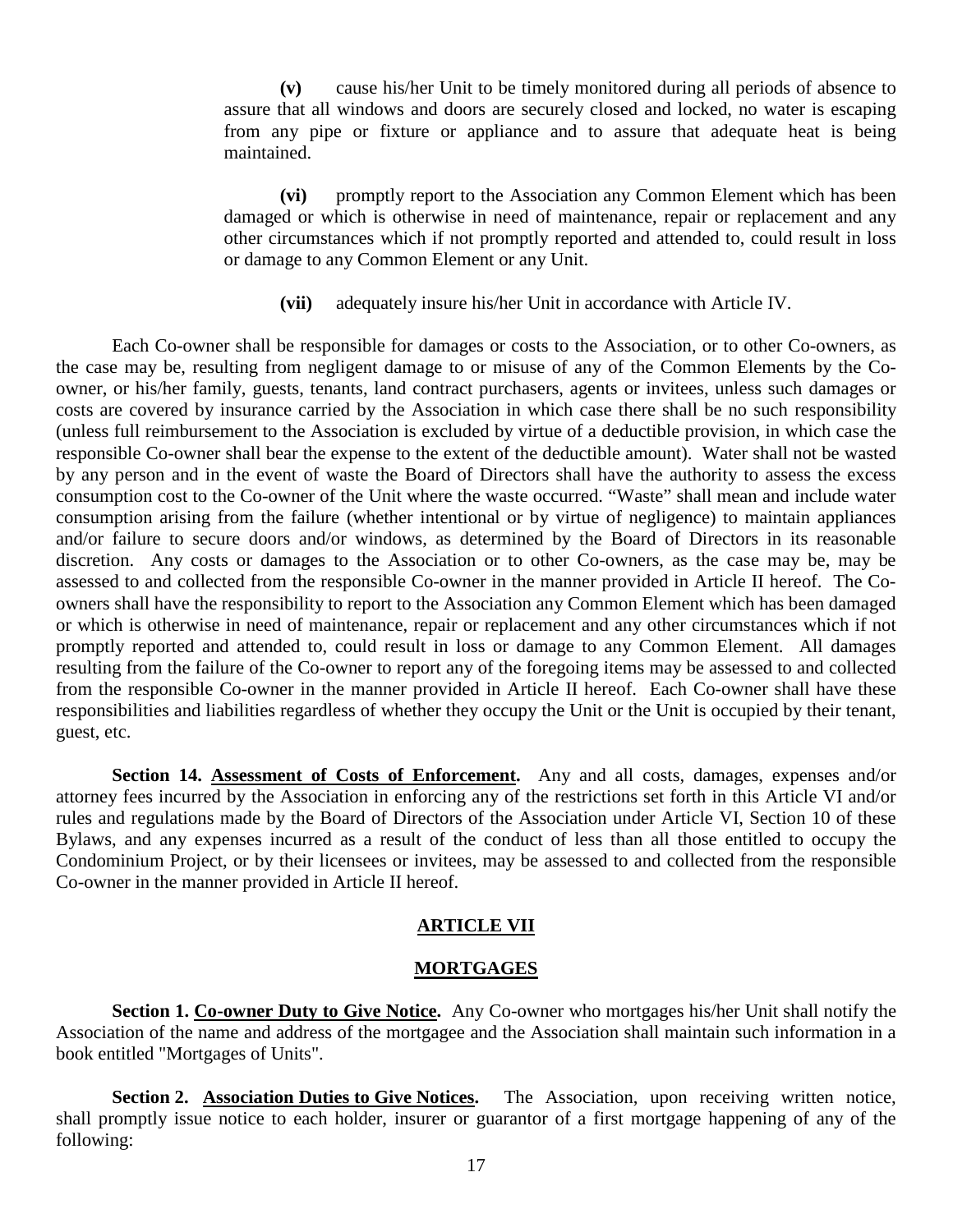**(v)** cause his/her Unit to be timely monitored during all periods of absence to assure that all windows and doors are securely closed and locked, no water is escaping from any pipe or fixture or appliance and to assure that adequate heat is being maintained.

**(vi)** promptly report to the Association any Common Element which has been damaged or which is otherwise in need of maintenance, repair or replacement and any other circumstances which if not promptly reported and attended to, could result in loss or damage to any Common Element or any Unit.

**(vii)** adequately insure his/her Unit in accordance with Article IV.

Each Co-owner shall be responsible for damages or costs to the Association, or to other Co-owners, as the case may be, resulting from negligent damage to or misuse of any of the Common Elements by the Co-owner, or his/her family, guests, tenants, land contract purchasers, agents or invitees, unless such damages or costs are covered by insurance carried by the Association in which case there shall be no such responsibility (unless full reimbursement to the Association is excluded by virtue of a deductible provision, in which case the responsible Co-owner shall bear the expense to the extent of the deductible amount). Water shall not be wasted by any person and in the event of waste the Board of Directors shall have the authority to assess the excess consumption cost to the Co-owner of the Unit where the waste occurred. "Waste" shall mean and include water consumption arising from the failure (whether intentional or by virtue of negligence) to maintain appliances and/or failure to secure doors and/or windows, as determined by the Board of Directors in its reasonable discretion. Any costs or damages to the Association or to other Co-owners, as the case may be, may be assessed to and collected from the responsible Co-owner in the manner provided in Article II hereof. The Co-owners shall have the responsibility to report to the Association any Common Element which has been damaged or which is otherwise in need of maintenance, repair or replacement and any other circumstances which if not promptly reported and attended to, could result in loss or damage to any Common Element. All damages resulting from the failure of the Co-owner to report any of the foregoing items may be assessed to and collected from the responsible Co-owner in the manner provided in Article II hereof. Each Co-owner shall have these responsibilities and liabilities regardless of whether they occupy the Unit or the Unit is occupied by their tenant, guest, etc.

**Section 14. <u>Assessment of Costs of Enforcement</u>.** Any and all costs, damages, expenses and/or attorney fees incurred by the Association in enforcing any of the restrictions set forth in this Article VI and/or rules and regulations made by the Board of Directors of the Association under Article VI, Section 10 of these Bylaws, and any expenses incurred as a result of the conduct of less than all those entitled to occupy the Condominium Project, or by their licensees or invitees, may be assessed to and collected from the responsible Co-owner in the manner provided in Article II hereof.

## ARTICLE VII

## MORTGAGES

**Section 1. <u>Co-owner Duty to Give Notice</u>.** Any Co-owner who mortgages his/her Unit shall notify the Association of the name and address of the mortgagee and the Association shall maintain such information in a book entitled "Mortgages of Units".

**Section 2. <u>Association Duties to Give Notices</u>.** The Association, upon receiving written notice, shall promptly issue notice to each holder, insurer or guarantor of a first mortgage happening of any of the following: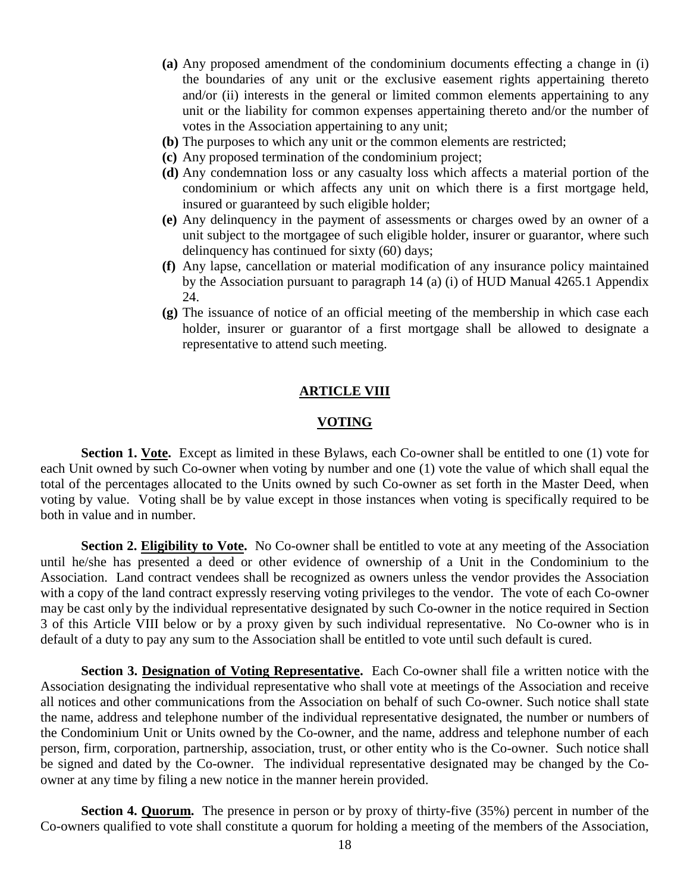- **(a)** Any proposed amendment of the condominium documents effecting a change in (i) the boundaries of any unit or the exclusive easement rights appertaining thereto and/or (ii) interests in the general or limited common elements appertaining to any unit or the liability for common expenses appertaining thereto and/or the number of votes in the Association appertaining to any unit;
- **(b)** The purposes to which any unit or the common elements are restricted;
- **(c)** Any proposed termination of the condominium project;
- **(d)** Any condemnation loss or any casualty loss which affects a material portion of the condominium or which affects any unit on which there is a first mortgage held, insured or guaranteed by such eligible holder;
- **(e)** Any delinquency in the payment of assessments or charges owed by an owner of a unit subject to the mortgagee of such eligible holder, insurer or guarantor, where such delinquency has continued for sixty (60) days;
- **(f)** Any lapse, cancellation or material modification of any insurance policy maintained by the Association pursuant to paragraph 14 (a) (i) of HUD Manual 4265.1 Appendix 24.
- **(g)** The issuance of notice of an official meeting of the membership in which case each holder, insurer or guarantor of a first mortgage shall be allowed to designate a representative to attend such meeting.

## ARTICLE VIII

## VOTING

**Section 1. Vote.** Except as limited in these Bylaws, each Co-owner shall be entitled to one (1) vote for each Unit owned by such Co-owner when voting by number and one (1) vote the value of which shall equal the total of the percentages allocated to the Units owned by such Co-owner as set forth in the Master Deed, when voting by value. Voting shall be by value except in those instances when voting is specifically required to be both in value and in number.

**Section 2. Eligibility to Vote.** No Co-owner shall be entitled to vote at any meeting of the Association until he/she has presented a deed or other evidence of ownership of a Unit in the Condominium to the Association. Land contract vendees shall be recognized as owners unless the vendor provides the Association with a copy of the land contract expressly reserving voting privileges to the vendor. The vote of each Co-owner may be cast only by the individual representative designated by such Co-owner in the notice required in Section 3 of this Article VIII below or by a proxy given by such individual representative. No Co-owner who is in default of a duty to pay any sum to the Association shall be entitled to vote until such default is cured.

**Section 3. Designation of Voting Representative.** Each Co-owner shall file a written notice with the Association designating the individual representative who shall vote at meetings of the Association and receive all notices and other communications from the Association on behalf of such Co-owner. Such notice shall state the name, address and telephone number of the individual representative designated, the number or numbers of the Condominium Unit or Units owned by the Co-owner, and the name, address and telephone number of each person, firm, corporation, partnership, association, trust, or other entity who is the Co-owner. Such notice shall be signed and dated by the Co-owner. The individual representative designated may be changed by the Co-owner at any time by filing a new notice in the manner herein provided.

**Section 4. Quorum.** The presence in person or by proxy of thirty-five (35%) percent in number of the Co-owners qualified to vote shall constitute a quorum for holding a meeting of the members of the Association,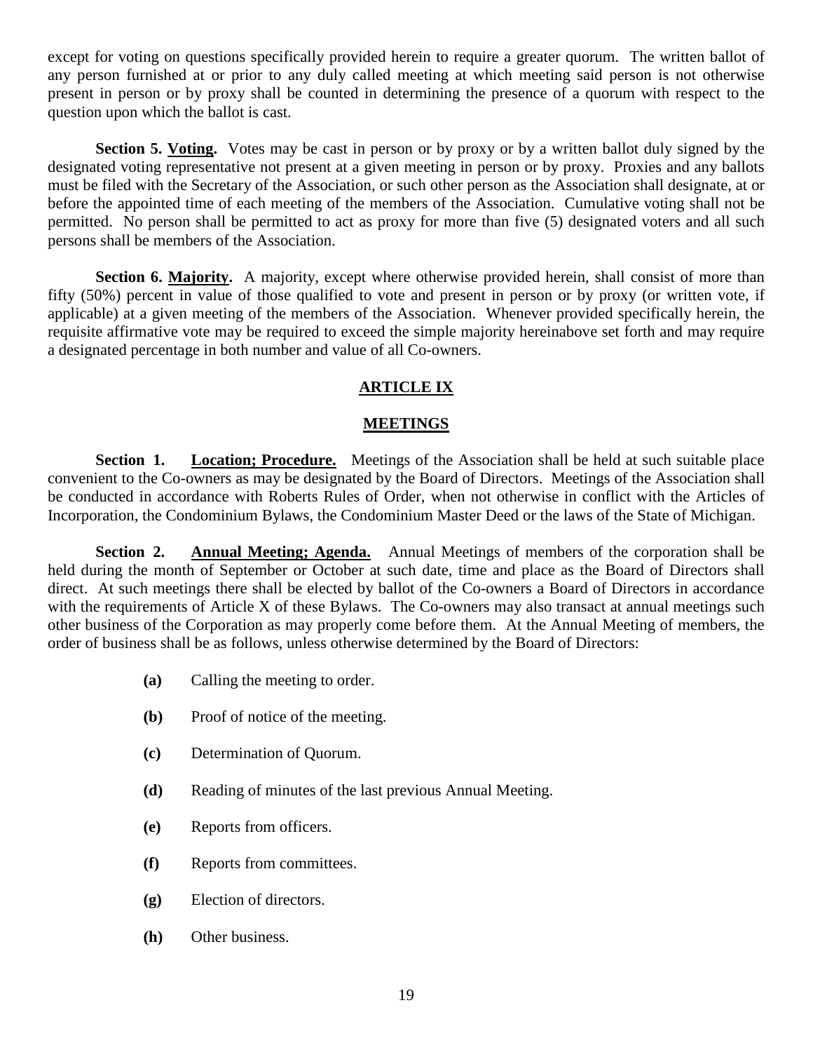except for voting on questions specifically provided herein to require a greater quorum. The written ballot of any person furnished at or prior to any duly called meeting at which meeting said person is not otherwise present in person or by proxy shall be counted in determining the presence of a quorum with respect to the question upon which the ballot is cast.

**Section 5. <u>Voting</u>.** Votes may be cast in person or by proxy or by a written ballot duly signed by the designated voting representative not present at a given meeting in person or by proxy. Proxies and any ballots must be filed with the Secretary of the Association, or such other person as the Association shall designate, at or before the appointed time of each meeting of the members of the Association. Cumulative voting shall not be permitted. No person shall be permitted to act as proxy for more than five (5) designated voters and all such persons shall be members of the Association.

**Section 6. <u>Majority</u>.** A majority, except where otherwise provided herein, shall consist of more than fifty (50%) percent in value of those qualified to vote and present in person or by proxy (or written vote, if applicable) at a given meeting of the members of the Association. Whenever provided specifically herein, the requisite affirmative vote may be required to exceed the simple majority hereinabove set forth and may require a designated percentage in both number and value of all Co-owners.

## ARTICLE IX

## MEETINGS

**Section 1. <u>Location; Procedure.</u>** Meetings of the Association shall be held at such suitable place convenient to the Co-owners as may be designated by the Board of Directors. Meetings of the Association shall be conducted in accordance with Roberts Rules of Order, when not otherwise in conflict with the Articles of Incorporation, the Condominium Bylaws, the Condominium Master Deed or the laws of the State of Michigan.

**Section 2. <u>Annual Meeting; Agenda.</u>** Annual Meetings of members of the corporation shall be held during the month of September or October at such date, time and place as the Board of Directors shall direct. At such meetings there shall be elected by ballot of the Co-owners a Board of Directors in accordance with the requirements of Article X of these Bylaws. The Co-owners may also transact at annual meetings such other business of the Corporation as may properly come before them. At the Annual Meeting of members, the order of business shall be as follows, unless otherwise determined by the Board of Directors:

**(a)** Calling the meeting to order.

**(b)** Proof of notice of the meeting.

**(c)** Determination of Quorum.

**(d)** Reading of minutes of the last previous Annual Meeting.

**(e)** Reports from officers.

**(f)** Reports from committees.

**(g)** Election of directors.

**(h)** Other business.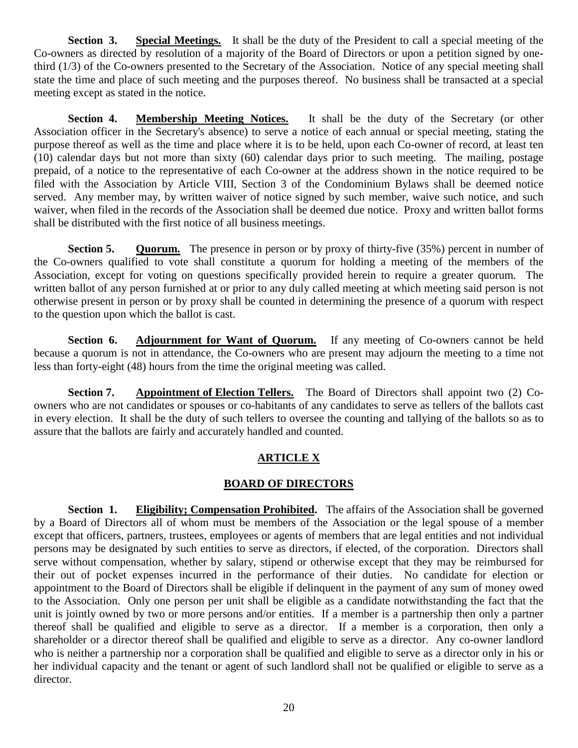**Section 3. Special Meetings.** It shall be the duty of the President to call a special meeting of the Co-owners as directed by resolution of a majority of the Board of Directors or upon a petition signed by one-third (1/3) of the Co-owners presented to the Secretary of the Association. Notice of any special meeting shall state the time and place of such meeting and the purposes thereof. No business shall be transacted at a special meeting except as stated in the notice.

**Section 4. Membership Meeting Notices.** It shall be the duty of the Secretary (or other Association officer in the Secretary's absence) to serve a notice of each annual or special meeting, stating the purpose thereof as well as the time and place where it is to be held, upon each Co-owner of record, at least ten (10) calendar days but not more than sixty (60) calendar days prior to such meeting. The mailing, postage prepaid, of a notice to the representative of each Co-owner at the address shown in the notice required to be filed with the Association by Article VIII, Section 3 of the Condominium Bylaws shall be deemed notice served. Any member may, by written waiver of notice signed by such member, waive such notice, and such waiver, when filed in the records of the Association shall be deemed due notice. Proxy and written ballot forms shall be distributed with the first notice of all business meetings.

**Section 5. Quorum.** The presence in person or by proxy of thirty-five (35%) percent in number of the Co-owners qualified to vote shall constitute a quorum for holding a meeting of the members of the Association, except for voting on questions specifically provided herein to require a greater quorum. The written ballot of any person furnished at or prior to any duly called meeting at which meeting said person is not otherwise present in person or by proxy shall be counted in determining the presence of a quorum with respect to the question upon which the ballot is cast.

**Section 6. Adjournment for Want of Quorum.** If any meeting of Co-owners cannot be held because a quorum is not in attendance, the Co-owners who are present may adjourn the meeting to a time not less than forty-eight (48) hours from the time the original meeting was called.

**Section 7. Appointment of Election Tellers.** The Board of Directors shall appoint two (2) Co-owners who are not candidates or spouses or co-habitants of any candidates to serve as tellers of the ballots cast in every election. It shall be the duty of such tellers to oversee the counting and tallying of the ballots so as to assure that the ballots are fairly and accurately handled and counted.

## ARTICLE X

## BOARD OF DIRECTORS

**Section 1. Eligibility; Compensation Prohibited.** The affairs of the Association shall be governed by a Board of Directors all of whom must be members of the Association or the legal spouse of a member except that officers, partners, trustees, employees or agents of members that are legal entities and not individual persons may be designated by such entities to serve as directors, if elected, of the corporation. Directors shall serve without compensation, whether by salary, stipend or otherwise except that they may be reimbursed for their out of pocket expenses incurred in the performance of their duties. No candidate for election or appointment to the Board of Directors shall be eligible if delinquent in the payment of any sum of money owed to the Association. Only one person per unit shall be eligible as a candidate notwithstanding the fact that the unit is jointly owned by two or more persons and/or entities. If a member is a partnership then only a partner thereof shall be qualified and eligible to serve as a director. If a member is a corporation, then only a shareholder or a director thereof shall be qualified and eligible to serve as a director. Any co-owner landlord who is neither a partnership nor a corporation shall be qualified and eligible to serve as a director only in his or her individual capacity and the tenant or agent of such landlord shall not be qualified or eligible to serve as a director.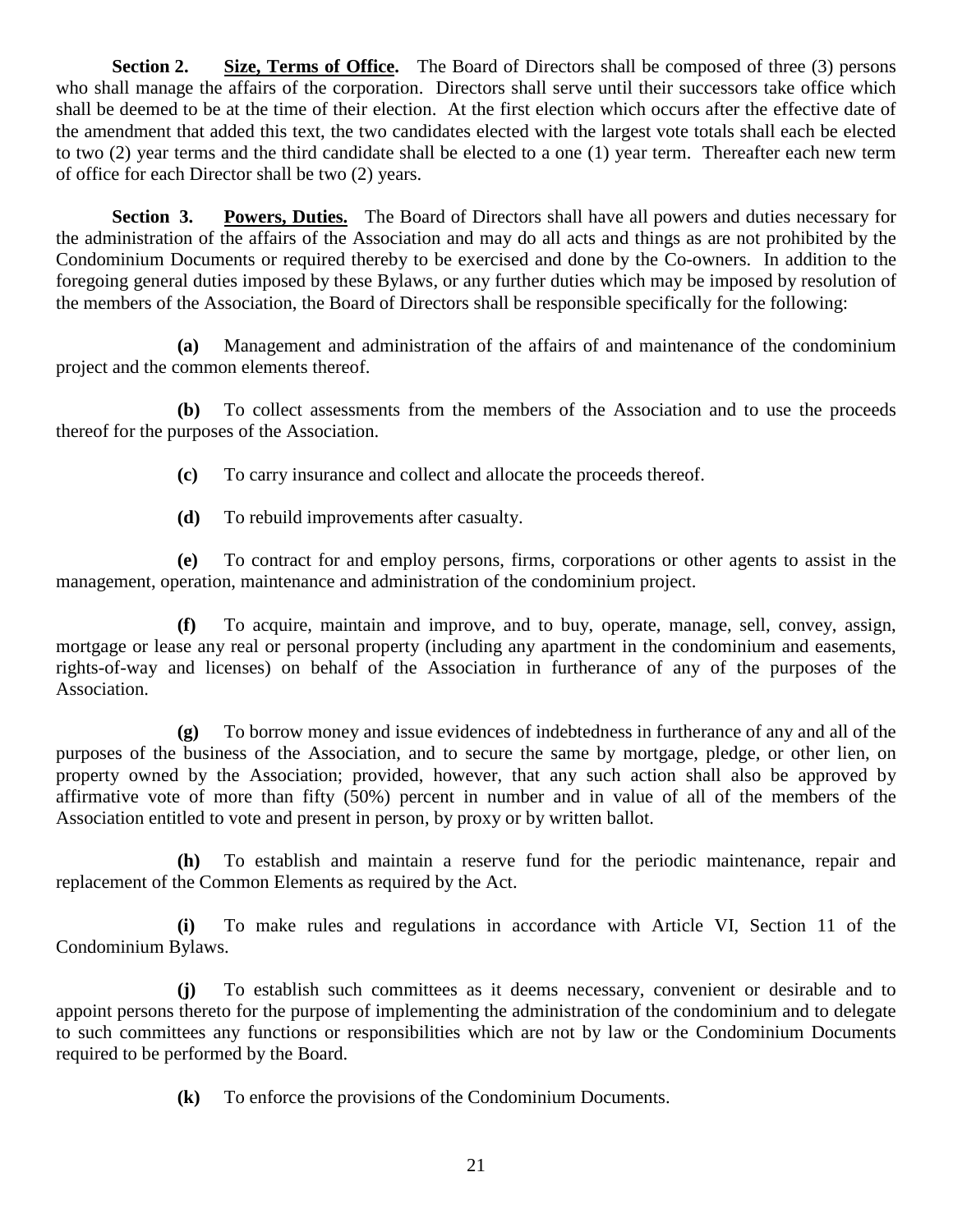**Section 2. Size, Terms of Office.** The Board of Directors shall be composed of three (3) persons who shall manage the affairs of the corporation. Directors shall serve until their successors take office which shall be deemed to be at the time of their election. At the first election which occurs after the effective date of the amendment that added this text, the two candidates elected with the largest vote totals shall each be elected to two (2) year terms and the third candidate shall be elected to a one (1) year term. Thereafter each new term of office for each Director shall be two (2) years.

**Section 3. Powers, Duties.** The Board of Directors shall have all powers and duties necessary for the administration of the affairs of the Association and may do all acts and things as are not prohibited by the Condominium Documents or required thereby to be exercised and done by the Co-owners. In addition to the foregoing general duties imposed by these Bylaws, or any further duties which may be imposed by resolution of the members of the Association, the Board of Directors shall be responsible specifically for the following:

**(a)** Management and administration of the affairs of and maintenance of the condominium project and the common elements thereof.

**(b)** To collect assessments from the members of the Association and to use the proceeds thereof for the purposes of the Association.

**(c)** To carry insurance and collect and allocate the proceeds thereof.

**(d)** To rebuild improvements after casualty.

**(e)** To contract for and employ persons, firms, corporations or other agents to assist in the management, operation, maintenance and administration of the condominium project.

**(f)** To acquire, maintain and improve, and to buy, operate, manage, sell, convey, assign, mortgage or lease any real or personal property (including any apartment in the condominium and easements, rights-of-way and licenses) on behalf of the Association in furtherance of any of the purposes of the Association.

**(g)** To borrow money and issue evidences of indebtedness in furtherance of any and all of the purposes of the business of the Association, and to secure the same by mortgage, pledge, or other lien, on property owned by the Association; provided, however, that any such action shall also be approved by affirmative vote of more than fifty (50%) percent in number and in value of all of the members of the Association entitled to vote and present in person, by proxy or by written ballot.

**(h)** To establish and maintain a reserve fund for the periodic maintenance, repair and replacement of the Common Elements as required by the Act.

**(i)** To make rules and regulations in accordance with Article VI, Section 11 of the Condominium Bylaws.

**(j)** To establish such committees as it deems necessary, convenient or desirable and to appoint persons thereto for the purpose of implementing the administration of the condominium and to delegate to such committees any functions or responsibilities which are not by law or the Condominium Documents required to be performed by the Board.

**(k)** To enforce the provisions of the Condominium Documents.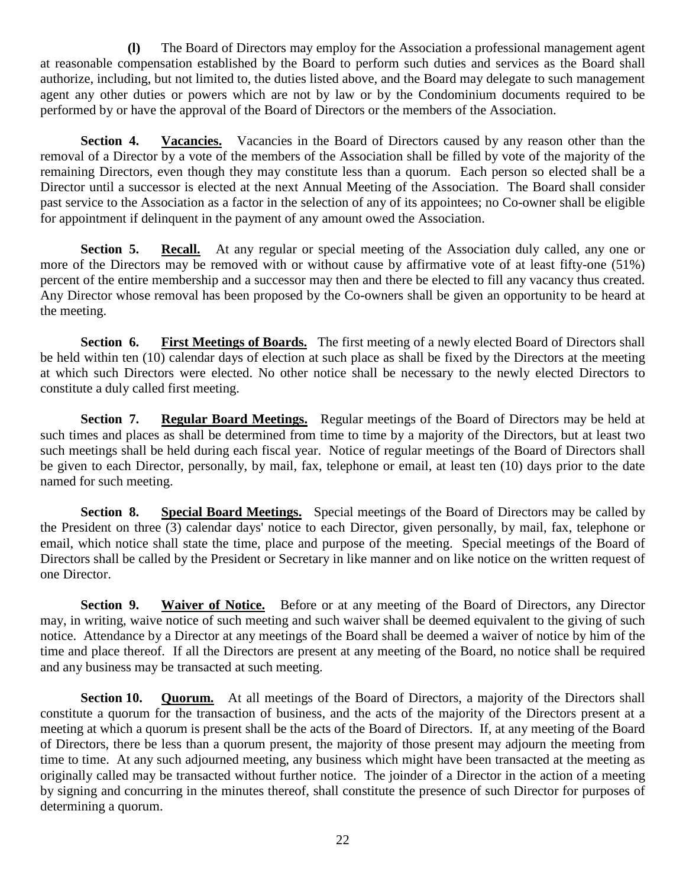**(l)** The Board of Directors may employ for the Association a professional management agent at reasonable compensation established by the Board to perform such duties and services as the Board shall authorize, including, but not limited to, the duties listed above, and the Board may delegate to such management agent any other duties or powers which are not by law or by the Condominium documents required to be performed by or have the approval of the Board of Directors or the members of the Association.

**Section 4. Vacancies.** Vacancies in the Board of Directors caused by any reason other than the removal of a Director by a vote of the members of the Association shall be filled by vote of the majority of the remaining Directors, even though they may constitute less than a quorum. Each person so elected shall be a Director until a successor is elected at the next Annual Meeting of the Association. The Board shall consider past service to the Association as a factor in the selection of any of its appointees; no Co-owner shall be eligible for appointment if delinquent in the payment of any amount owed the Association.

**Section 5. Recall.** At any regular or special meeting of the Association duly called, any one or more of the Directors may be removed with or without cause by affirmative vote of at least fifty-one (51%) percent of the entire membership and a successor may then and there be elected to fill any vacancy thus created. Any Director whose removal has been proposed by the Co-owners shall be given an opportunity to be heard at the meeting.

**Section 6. First Meetings of Boards.** The first meeting of a newly elected Board of Directors shall be held within ten (10) calendar days of election at such place as shall be fixed by the Directors at the meeting at which such Directors were elected. No other notice shall be necessary to the newly elected Directors to constitute a duly called first meeting.

**Section 7. Regular Board Meetings.** Regular meetings of the Board of Directors may be held at such times and places as shall be determined from time to time by a majority of the Directors, but at least two such meetings shall be held during each fiscal year. Notice of regular meetings of the Board of Directors shall be given to each Director, personally, by mail, fax, telephone or email, at least ten (10) days prior to the date named for such meeting.

**Section 8. Special Board Meetings.** Special meetings of the Board of Directors may be called by the President on three (3) calendar days' notice to each Director, given personally, by mail, fax, telephone or email, which notice shall state the time, place and purpose of the meeting. Special meetings of the Board of Directors shall be called by the President or Secretary in like manner and on like notice on the written request of one Director.

**Section 9. Waiver of Notice.** Before or at any meeting of the Board of Directors, any Director may, in writing, waive notice of such meeting and such waiver shall be deemed equivalent to the giving of such notice. Attendance by a Director at any meetings of the Board shall be deemed a waiver of notice by him of the time and place thereof. If all the Directors are present at any meeting of the Board, no notice shall be required and any business may be transacted at such meeting.

**Section 10. Quorum.** At all meetings of the Board of Directors, a majority of the Directors shall constitute a quorum for the transaction of business, and the acts of the majority of the Directors present at a meeting at which a quorum is present shall be the acts of the Board of Directors. If, at any meeting of the Board of Directors, there be less than a quorum present, the majority of those present may adjourn the meeting from time to time. At any such adjourned meeting, any business which might have been transacted at the meeting as originally called may be transacted without further notice. The joinder of a Director in the action of a meeting by signing and concurring in the minutes thereof, shall constitute the presence of such Director for purposes of determining a quorum.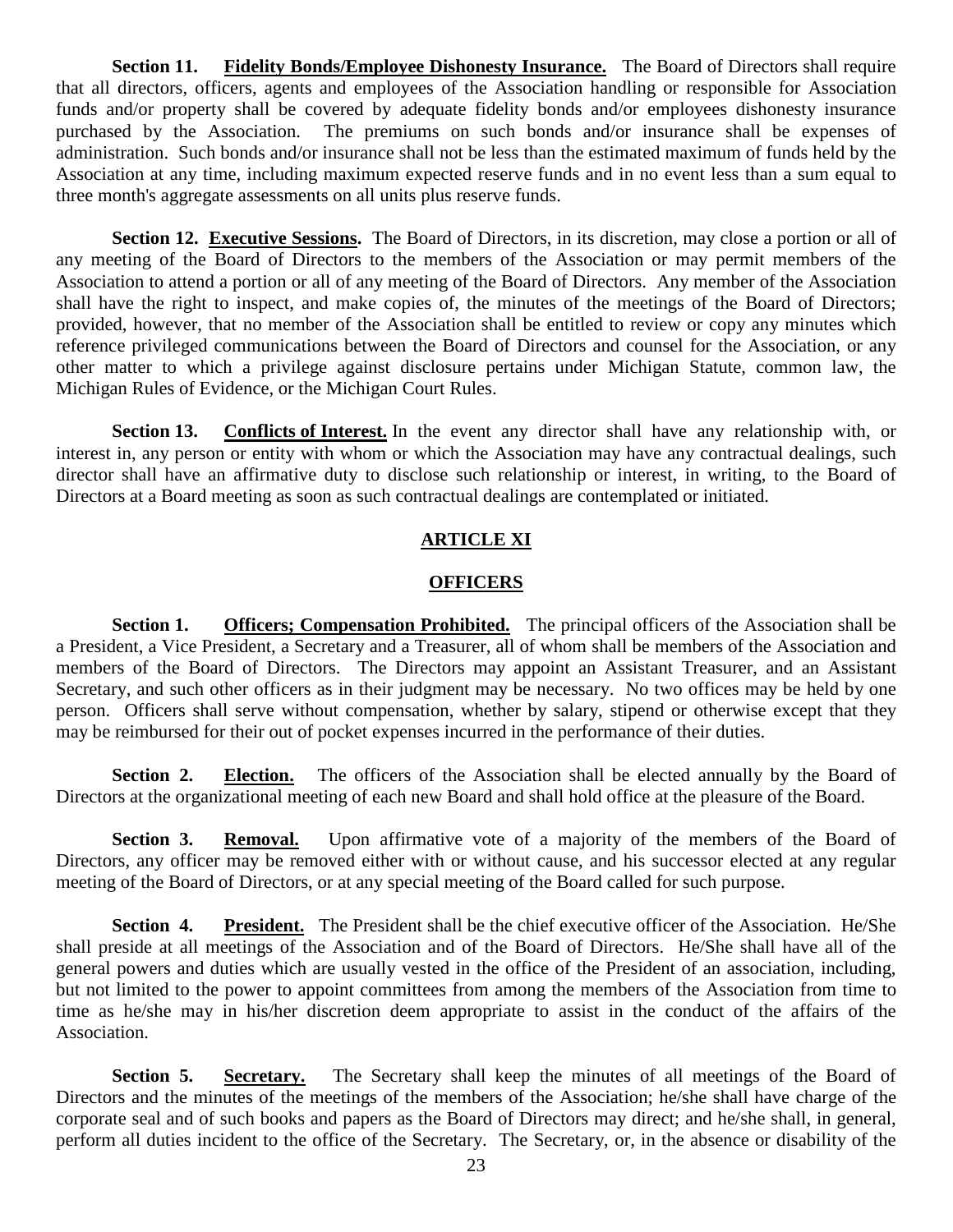**Section 11. Fidelity Bonds/Employee Dishonesty Insurance.** The Board of Directors shall require that all directors, officers, agents and employees of the Association handling or responsible for Association funds and/or property shall be covered by adequate fidelity bonds and/or employees dishonesty insurance purchased by the Association. The premiums on such bonds and/or insurance shall be expenses of administration. Such bonds and/or insurance shall not be less than the estimated maximum of funds held by the Association at any time, including maximum expected reserve funds and in no event less than a sum equal to three month's aggregate assessments on all units plus reserve funds.

**Section 12. Executive Sessions.** The Board of Directors, in its discretion, may close a portion or all of any meeting of the Board of Directors to the members of the Association or may permit members of the Association to attend a portion or all of any meeting of the Board of Directors. Any member of the Association shall have the right to inspect, and make copies of, the minutes of the meetings of the Board of Directors; provided, however, that no member of the Association shall be entitled to review or copy any minutes which reference privileged communications between the Board of Directors and counsel for the Association, or any other matter to which a privilege against disclosure pertains under Michigan Statute, common law, the Michigan Rules of Evidence, or the Michigan Court Rules.

**Section 13. Conflicts of Interest.** In the event any director shall have any relationship with, or interest in, any person or entity with whom or which the Association may have any contractual dealings, such director shall have an affirmative duty to disclose such relationship or interest, in writing, to the Board of Directors at a Board meeting as soon as such contractual dealings are contemplated or initiated.

## ARTICLE XI

## OFFICERS

**Section 1. Officers; Compensation Prohibited.** The principal officers of the Association shall be a President, a Vice President, a Secretary and a Treasurer, all of whom shall be members of the Association and members of the Board of Directors. The Directors may appoint an Assistant Treasurer, and an Assistant Secretary, and such other officers as in their judgment may be necessary. No two offices may be held by one person. Officers shall serve without compensation, whether by salary, stipend or otherwise except that they may be reimbursed for their out of pocket expenses incurred in the performance of their duties.

**Section 2. Election.** The officers of the Association shall be elected annually by the Board of Directors at the organizational meeting of each new Board and shall hold office at the pleasure of the Board.

**Section 3. Removal.** Upon affirmative vote of a majority of the members of the Board of Directors, any officer may be removed either with or without cause, and his successor elected at any regular meeting of the Board of Directors, or at any special meeting of the Board called for such purpose.

**Section 4. President.** The President shall be the chief executive officer of the Association. He/She shall preside at all meetings of the Association and of the Board of Directors. He/She shall have all of the general powers and duties which are usually vested in the office of the President of an association, including, but not limited to the power to appoint committees from among the members of the Association from time to time as he/she may in his/her discretion deem appropriate to assist in the conduct of the affairs of the Association.

**Section 5. Secretary.** The Secretary shall keep the minutes of all meetings of the Board of Directors and the minutes of the meetings of the members of the Association; he/she shall have charge of the corporate seal and of such books and papers as the Board of Directors may direct; and he/she shall, in general, perform all duties incident to the office of the Secretary. The Secretary, or, in the absence or disability of the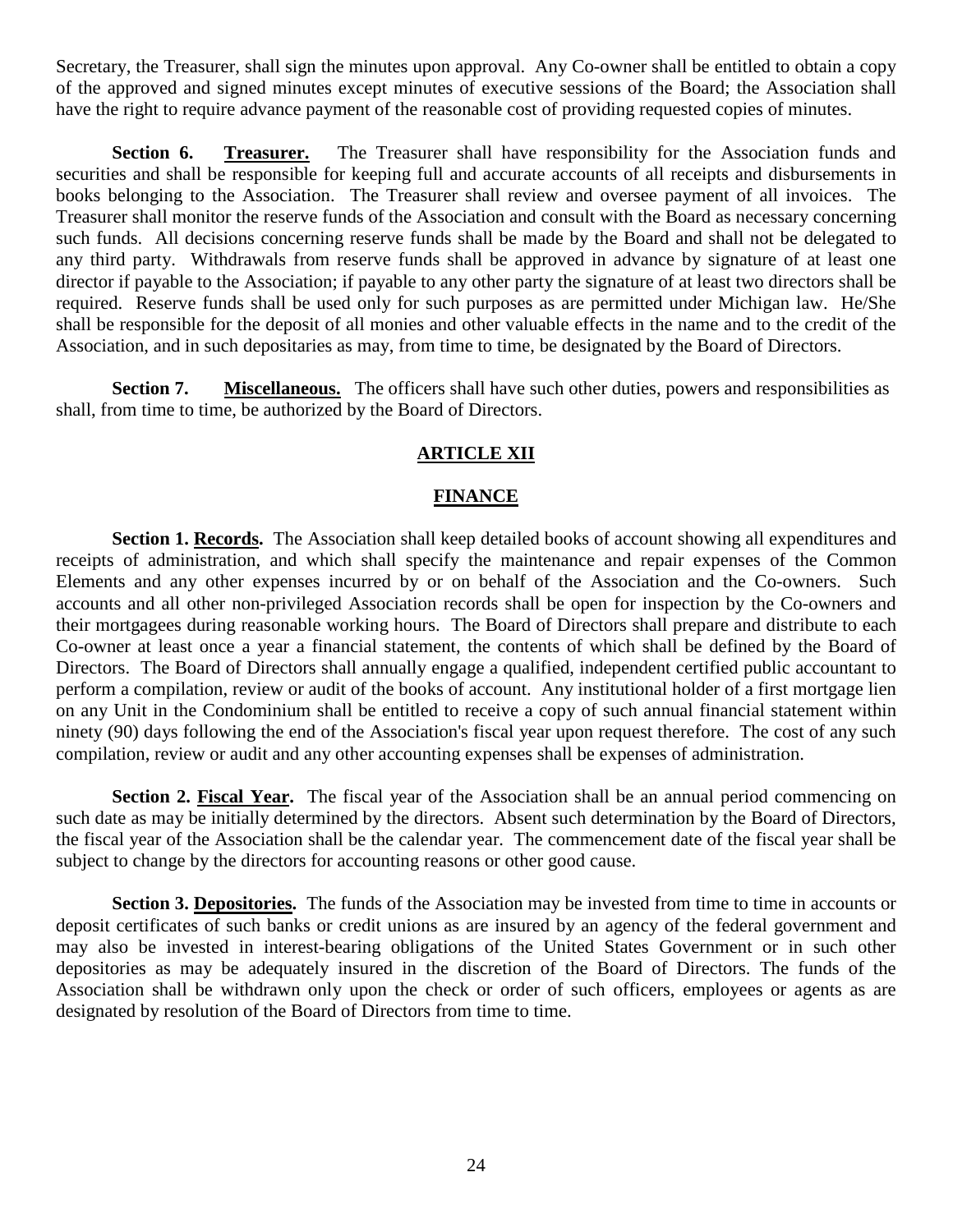Secretary, the Treasurer, shall sign the minutes upon approval. Any Co-owner shall be entitled to obtain a copy of the approved and signed minutes except minutes of executive sessions of the Board; the Association shall have the right to require advance payment of the reasonable cost of providing requested copies of minutes.

**Section 6. Treasurer.** The Treasurer shall have responsibility for the Association funds and securities and shall be responsible for keeping full and accurate accounts of all receipts and disbursements in books belonging to the Association. The Treasurer shall review and oversee payment of all invoices. The Treasurer shall monitor the reserve funds of the Association and consult with the Board as necessary concerning such funds. All decisions concerning reserve funds shall be made by the Board and shall not be delegated to any third party. Withdrawals from reserve funds shall be approved in advance by signature of at least one director if payable to the Association; if payable to any other party the signature of at least two directors shall be required. Reserve funds shall be used only for such purposes as are permitted under Michigan law. He/She shall be responsible for the deposit of all monies and other valuable effects in the name and to the credit of the Association, and in such depositaries as may, from time to time, be designated by the Board of Directors.

**Section 7. Miscellaneous.** The officers shall have such other duties, powers and responsibilities as shall, from time to time, be authorized by the Board of Directors.

## ARTICLE XII

## FINANCE

**Section 1. Records.** The Association shall keep detailed books of account showing all expenditures and receipts of administration, and which shall specify the maintenance and repair expenses of the Common Elements and any other expenses incurred by or on behalf of the Association and the Co-owners. Such accounts and all other non-privileged Association records shall be open for inspection by the Co-owners and their mortgagees during reasonable working hours. The Board of Directors shall prepare and distribute to each Co-owner at least once a year a financial statement, the contents of which shall be defined by the Board of Directors. The Board of Directors shall annually engage a qualified, independent certified public accountant to perform a compilation, review or audit of the books of account. Any institutional holder of a first mortgage lien on any Unit in the Condominium shall be entitled to receive a copy of such annual financial statement within ninety (90) days following the end of the Association's fiscal year upon request therefore. The cost of any such compilation, review or audit and any other accounting expenses shall be expenses of administration.

**Section 2. Fiscal Year.** The fiscal year of the Association shall be an annual period commencing on such date as may be initially determined by the directors. Absent such determination by the Board of Directors, the fiscal year of the Association shall be the calendar year. The commencement date of the fiscal year shall be subject to change by the directors for accounting reasons or other good cause.

**Section 3. Depositories.** The funds of the Association may be invested from time to time in accounts or deposit certificates of such banks or credit unions as are insured by an agency of the federal government and may also be invested in interest-bearing obligations of the United States Government or in such other depositories as may be adequately insured in the discretion of the Board of Directors. The funds of the Association shall be withdrawn only upon the check or order of such officers, employees or agents as are designated by resolution of the Board of Directors from time to time.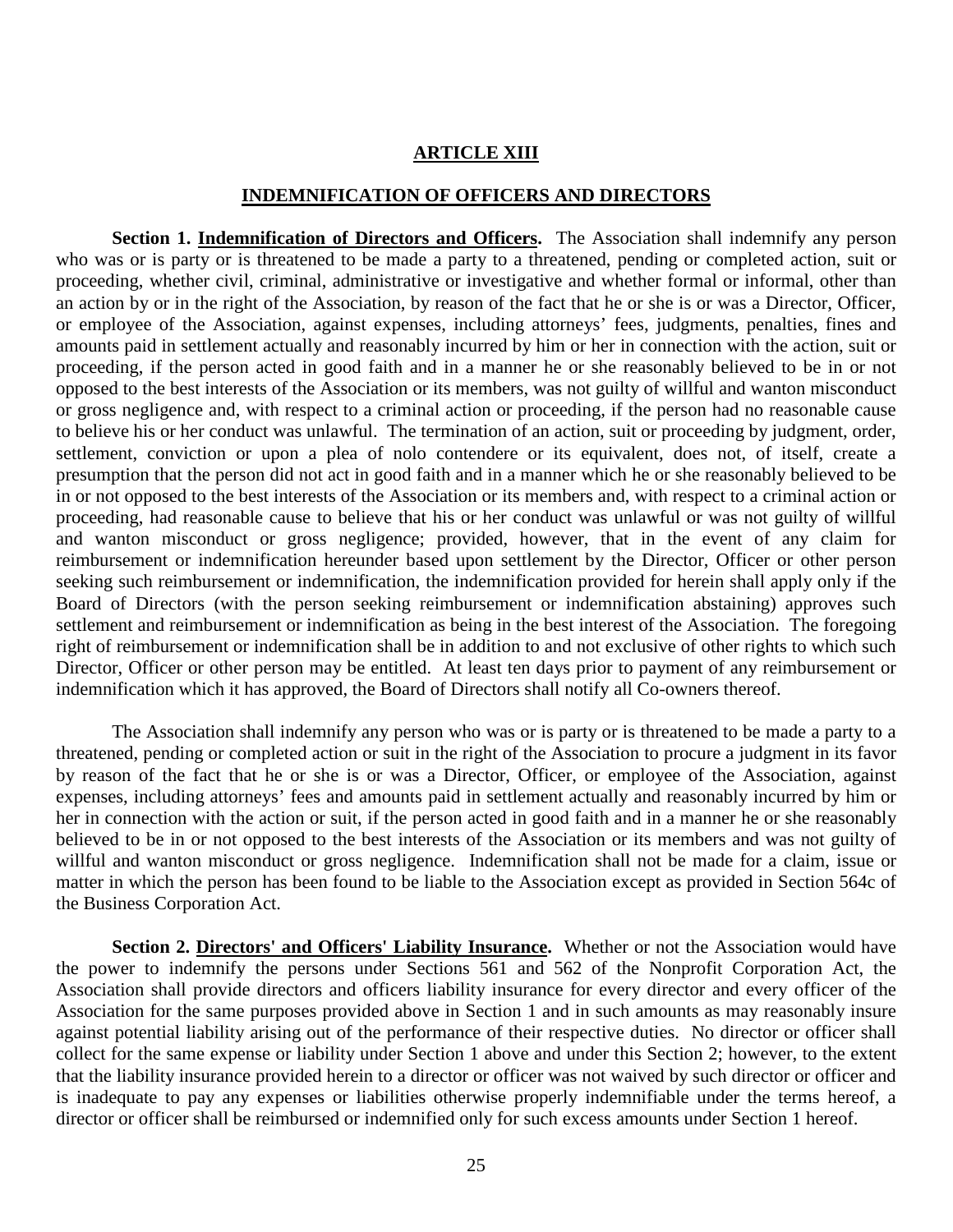## ARTICLE XIII

## INDEMNIFICATION OF OFFICERS AND DIRECTORS

**Section 1. Indemnification of Directors and Officers.** The Association shall indemnify any person who was or is party or is threatened to be made a party to a threatened, pending or completed action, suit or proceeding, whether civil, criminal, administrative or investigative and whether formal or informal, other than an action by or in the right of the Association, by reason of the fact that he or she is or was a Director, Officer, or employee of the Association, against expenses, including attorneys' fees, judgments, penalties, fines and amounts paid in settlement actually and reasonably incurred by him or her in connection with the action, suit or proceeding, if the person acted in good faith and in a manner he or she reasonably believed to be in or not opposed to the best interests of the Association or its members, was not guilty of willful and wanton misconduct or gross negligence and, with respect to a criminal action or proceeding, if the person had no reasonable cause to believe his or her conduct was unlawful. The termination of an action, suit or proceeding by judgment, order, settlement, conviction or upon a plea of nolo contendere or its equivalent, does not, of itself, create a presumption that the person did not act in good faith and in a manner which he or she reasonably believed to be in or not opposed to the best interests of the Association or its members and, with respect to a criminal action or proceeding, had reasonable cause to believe that his or her conduct was unlawful or was not guilty of willful and wanton misconduct or gross negligence; provided, however, that in the event of any claim for reimbursement or indemnification hereunder based upon settlement by the Director, Officer or other person seeking such reimbursement or indemnification, the indemnification provided for herein shall apply only if the Board of Directors (with the person seeking reimbursement or indemnification abstaining) approves such settlement and reimbursement or indemnification as being in the best interest of the Association. The foregoing right of reimbursement or indemnification shall be in addition to and not exclusive of other rights to which such Director, Officer or other person may be entitled. At least ten days prior to payment of any reimbursement or indemnification which it has approved, the Board of Directors shall notify all Co-owners thereof.

The Association shall indemnify any person who was or is party or is threatened to be made a party to a threatened, pending or completed action or suit in the right of the Association to procure a judgment in its favor by reason of the fact that he or she is or was a Director, Officer, or employee of the Association, against expenses, including attorneys' fees and amounts paid in settlement actually and reasonably incurred by him or her in connection with the action or suit, if the person acted in good faith and in a manner he or she reasonably believed to be in or not opposed to the best interests of the Association or its members and was not guilty of willful and wanton misconduct or gross negligence. Indemnification shall not be made for a claim, issue or matter in which the person has been found to be liable to the Association except as provided in Section 564c of the Business Corporation Act.

**Section 2. Directors' and Officers' Liability Insurance.** Whether or not the Association would have the power to indemnify the persons under Sections 561 and 562 of the Nonprofit Corporation Act, the Association shall provide directors and officers liability insurance for every director and every officer of the Association for the same purposes provided above in Section 1 and in such amounts as may reasonably insure against potential liability arising out of the performance of their respective duties. No director or officer shall collect for the same expense or liability under Section 1 above and under this Section 2; however, to the extent that the liability insurance provided herein to a director or officer was not waived by such director or officer and is inadequate to pay any expenses or liabilities otherwise properly indemnifiable under the terms hereof, a director or officer shall be reimbursed or indemnified only for such excess amounts under Section 1 hereof.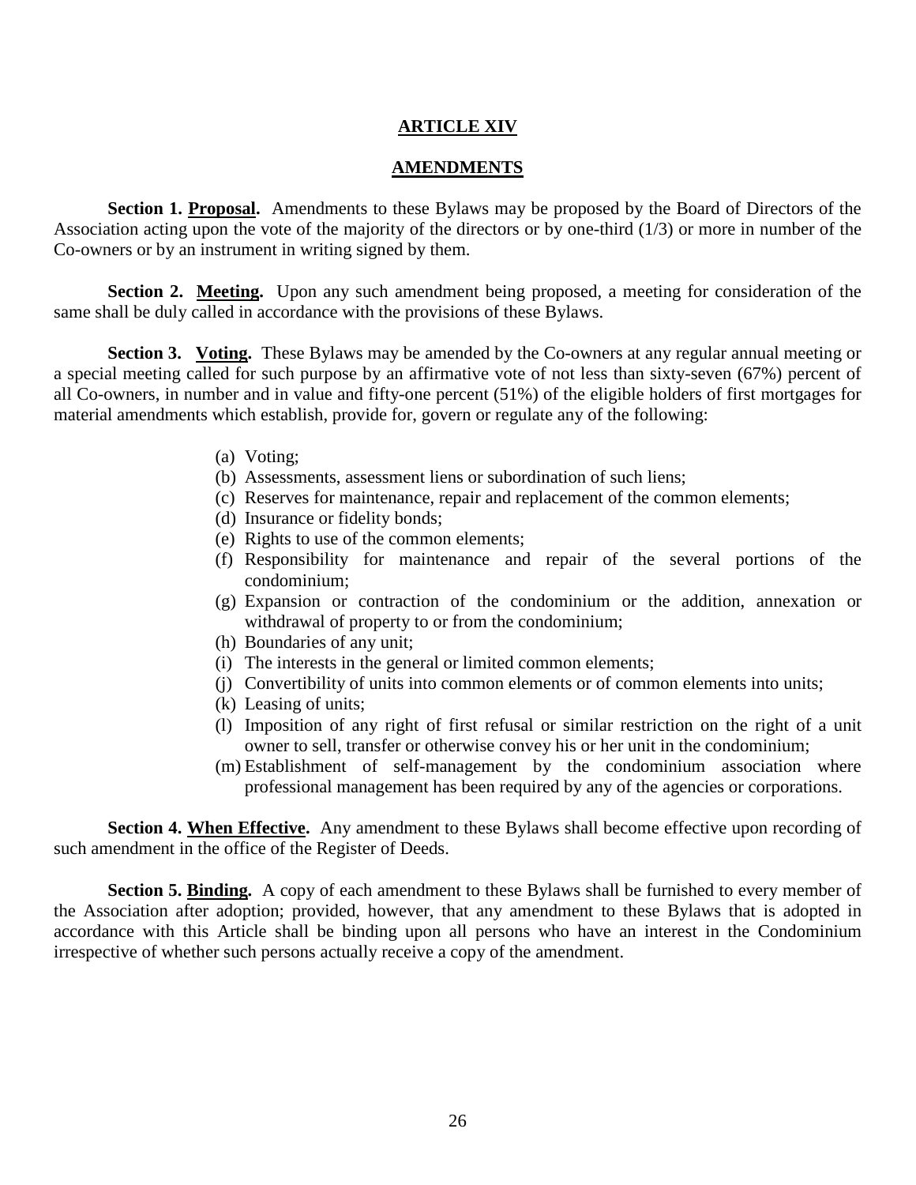# ARTICLE XIV

## AMENDMENTS

**Section 1. Proposal.** Amendments to these Bylaws may be proposed by the Board of Directors of the Association acting upon the vote of the majority of the directors or by one-third (1/3) or more in number of the Co-owners or by an instrument in writing signed by them.

**Section 2. Meeting.** Upon any such amendment being proposed, a meeting for consideration of the same shall be duly called in accordance with the provisions of these Bylaws.

**Section 3. Voting.** These Bylaws may be amended by the Co-owners at any regular annual meeting or a special meeting called for such purpose by an affirmative vote of not less than sixty-seven (67%) percent of all Co-owners, in number and in value and fifty-one percent (51%) of the eligible holders of first mortgages for material amendments which establish, provide for, govern or regulate any of the following:

(a) Voting;
(b) Assessments, assessment liens or subordination of such liens;
(c) Reserves for maintenance, repair and replacement of the common elements;
(d) Insurance or fidelity bonds;
(e) Rights to use of the common elements;
(f) Responsibility for maintenance and repair of the several portions of the condominium;
(g) Expansion or contraction of the condominium or the addition, annexation or withdrawal of property to or from the condominium;
(h) Boundaries of any unit;
(i) The interests in the general or limited common elements;
(j) Convertibility of units into common elements or of common elements into units;
(k) Leasing of units;
(l) Imposition of any right of first refusal or similar restriction on the right of a unit owner to sell, transfer or otherwise convey his or her unit in the condominium;
(m) Establishment of self-management by the condominium association where professional management has been required by any of the agencies or corporations.

**Section 4. When Effective.** Any amendment to these Bylaws shall become effective upon recording of such amendment in the office of the Register of Deeds.

**Section 5. Binding.** A copy of each amendment to these Bylaws shall be furnished to every member of the Association after adoption; provided, however, that any amendment to these Bylaws that is adopted in accordance with this Article shall be binding upon all persons who have an interest in the Condominium irrespective of whether such persons actually receive a copy of the amendment.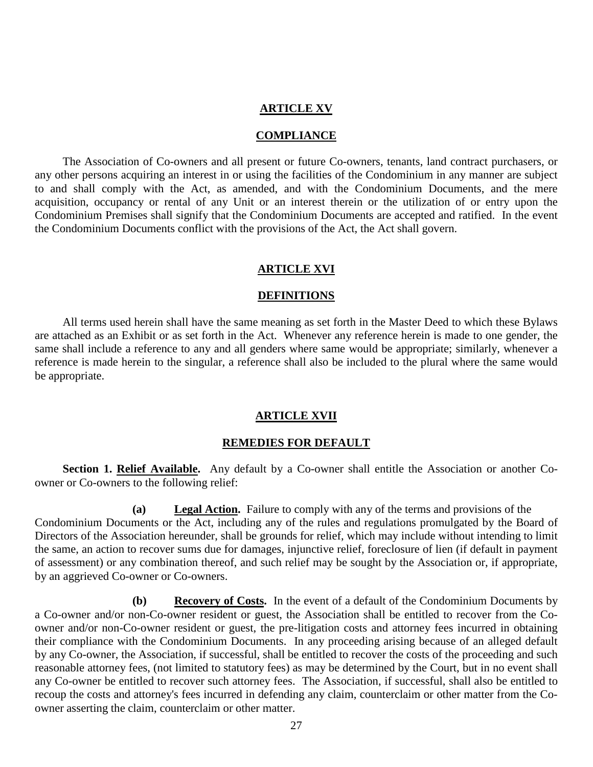## ARTICLE XV

## COMPLIANCE

The Association of Co-owners and all present or future Co-owners, tenants, land contract purchasers, or any other persons acquiring an interest in or using the facilities of the Condominium in any manner are subject to and shall comply with the Act, as amended, and with the Condominium Documents, and the mere acquisition, occupancy or rental of any Unit or an interest therein or the utilization of or entry upon the Condominium Premises shall signify that the Condominium Documents are accepted and ratified. In the event the Condominium Documents conflict with the provisions of the Act, the Act shall govern.

## ARTICLE XVI

## DEFINITIONS

All terms used herein shall have the same meaning as set forth in the Master Deed to which these Bylaws are attached as an Exhibit or as set forth in the Act. Whenever any reference herein is made to one gender, the same shall include a reference to any and all genders where same would be appropriate; similarly, whenever a reference is made herein to the singular, a reference shall also be included to the plural where the same would be appropriate.

## ARTICLE XVII

## REMEDIES FOR DEFAULT

**Section 1. Relief Available.** Any default by a Co-owner shall entitle the Association or another Co-owner or Co-owners to the following relief:

**(a) Legal Action.** Failure to comply with any of the terms and provisions of the Condominium Documents or the Act, including any of the rules and regulations promulgated by the Board of Directors of the Association hereunder, shall be grounds for relief, which may include without intending to limit the same, an action to recover sums due for damages, injunctive relief, foreclosure of lien (if default in payment of assessment) or any combination thereof, and such relief may be sought by the Association or, if appropriate, by an aggrieved Co-owner or Co-owners.

**(b) Recovery of Costs.** In the event of a default of the Condominium Documents by a Co-owner and/or non-Co-owner resident or guest, the Association shall be entitled to recover from the Co-owner and/or non-Co-owner resident or guest, the pre-litigation costs and attorney fees incurred in obtaining their compliance with the Condominium Documents. In any proceeding arising because of an alleged default by any Co-owner, the Association, if successful, shall be entitled to recover the costs of the proceeding and such reasonable attorney fees, (not limited to statutory fees) as may be determined by the Court, but in no event shall any Co-owner be entitled to recover such attorney fees. The Association, if successful, shall also be entitled to recoup the costs and attorney's fees incurred in defending any claim, counterclaim or other matter from the Co-owner asserting the claim, counterclaim or other matter.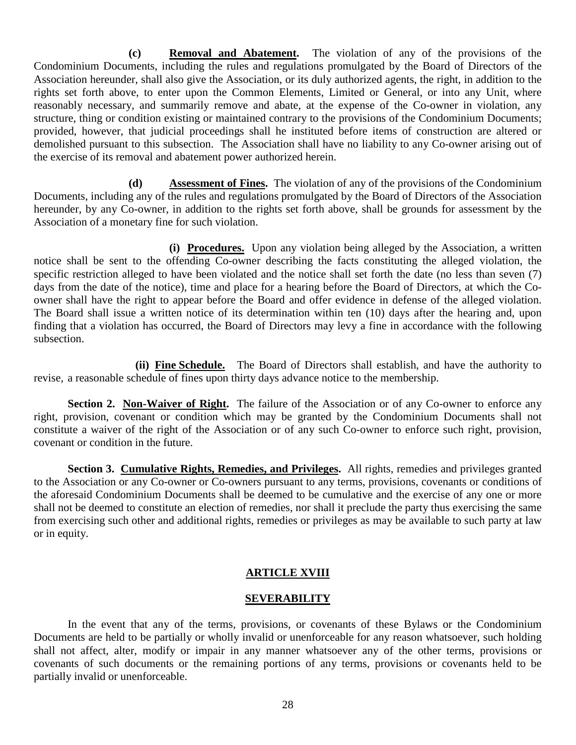**(c) Removal and Abatement.** The violation of any of the provisions of the Condominium Documents, including the rules and regulations promulgated by the Board of Directors of the Association hereunder, shall also give the Association, or its duly authorized agents, the right, in addition to the rights set forth above, to enter upon the Common Elements, Limited or General, or into any Unit, where reasonably necessary, and summarily remove and abate, at the expense of the Co-owner in violation, any structure, thing or condition existing or maintained contrary to the provisions of the Condominium Documents; provided, however, that judicial proceedings shall he instituted before items of construction are altered or demolished pursuant to this subsection. The Association shall have no liability to any Co-owner arising out of the exercise of its removal and abatement power authorized herein.

**(d) Assessment of Fines.** The violation of any of the provisions of the Condominium Documents, including any of the rules and regulations promulgated by the Board of Directors of the Association hereunder, by any Co-owner, in addition to the rights set forth above, shall be grounds for assessment by the Association of a monetary fine for such violation.

**(i) Procedures.** Upon any violation being alleged by the Association, a written notice shall be sent to the offending Co-owner describing the facts constituting the alleged violation, the specific restriction alleged to have been violated and the notice shall set forth the date (no less than seven (7) days from the date of the notice), time and place for a hearing before the Board of Directors, at which the Co-owner shall have the right to appear before the Board and offer evidence in defense of the alleged violation. The Board shall issue a written notice of its determination within ten (10) days after the hearing and, upon finding that a violation has occurred, the Board of Directors may levy a fine in accordance with the following subsection.

**(ii) Fine Schedule.** The Board of Directors shall establish, and have the authority to revise, a reasonable schedule of fines upon thirty days advance notice to the membership.

**Section 2. Non-Waiver of Right.** The failure of the Association or of any Co-owner to enforce any right, provision, covenant or condition which may be granted by the Condominium Documents shall not constitute a waiver of the right of the Association or of any such Co-owner to enforce such right, provision, covenant or condition in the future.

**Section 3. Cumulative Rights, Remedies, and Privileges.** All rights, remedies and privileges granted to the Association or any Co-owner or Co-owners pursuant to any terms, provisions, covenants or conditions of the aforesaid Condominium Documents shall be deemed to be cumulative and the exercise of any one or more shall not be deemed to constitute an election of remedies, nor shall it preclude the party thus exercising the same from exercising such other and additional rights, remedies or privileges as may be available to such party at law or in equity.

## ARTICLE XVIII

## SEVERABILITY

In the event that any of the terms, provisions, or covenants of these Bylaws or the Condominium Documents are held to be partially or wholly invalid or unenforceable for any reason whatsoever, such holding shall not affect, alter, modify or impair in any manner whatsoever any of the other terms, provisions or covenants of such documents or the remaining portions of any terms, provisions or covenants held to be partially invalid or unenforceable.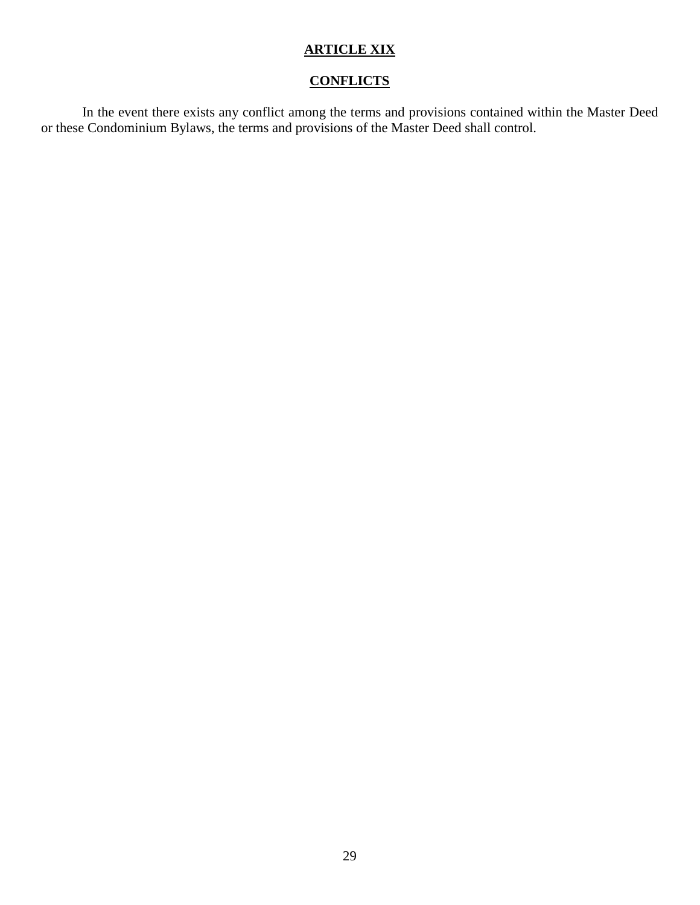## ARTICLE XIX

## CONFLICTS

In the event there exists any conflict among the terms and provisions contained within the Master Deed or these Condominium Bylaws, the terms and provisions of the Master Deed shall control.